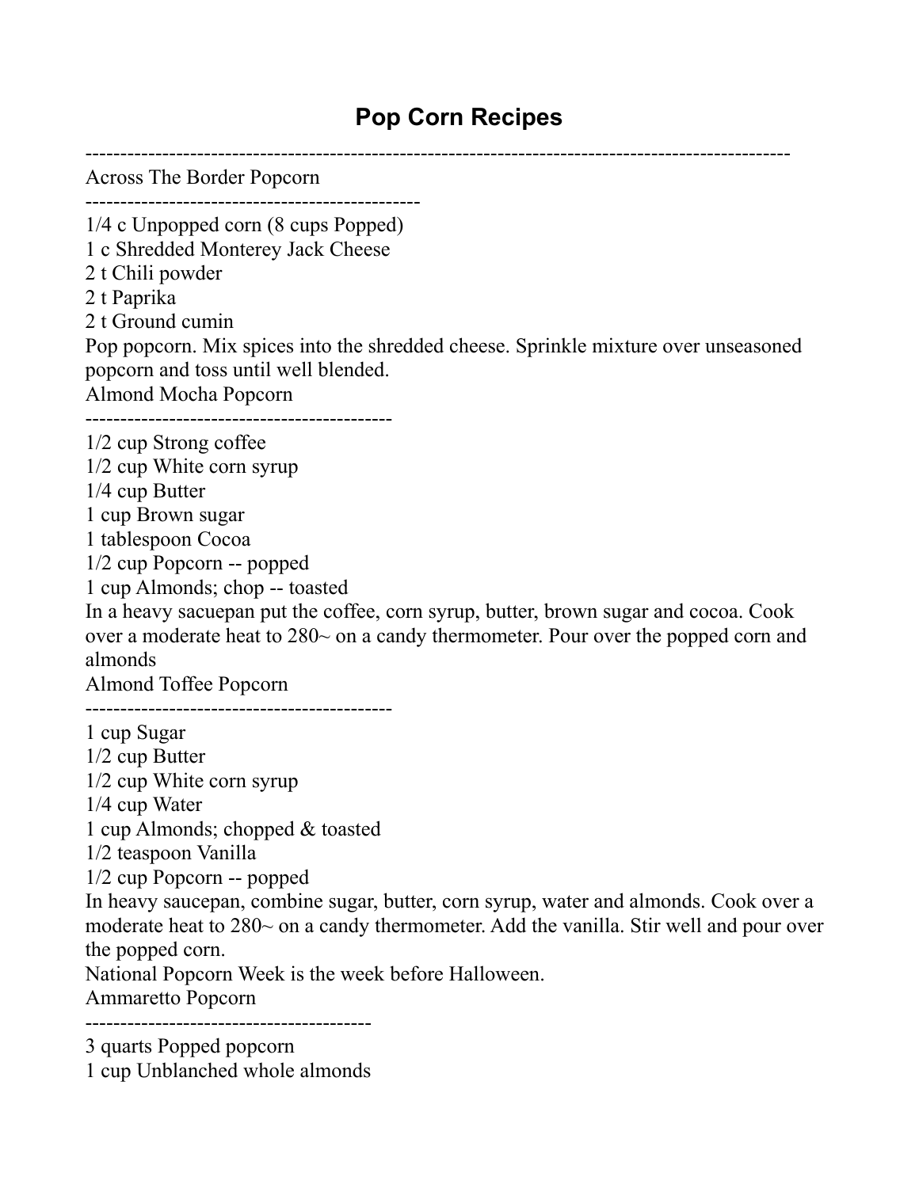# Pop Corn Recipes

---

Across The Border Popcorn

---

1/4 c Unpopped corn (8 cups Popped)
1 c Shredded Monterey Jack Cheese
2 t Chili powder
2 t Paprika
2 t Ground cumin
Pop popcorn. Mix spices into the shredded cheese. Sprinkle mixture over unseasoned popcorn and toss until well blended.
Almond Mocha Popcorn

---

1/2 cup Strong coffee
1/2 cup White corn syrup
1/4 cup Butter
1 cup Brown sugar
1 tablespoon Cocoa
1/2 cup Popcorn -- popped
1 cup Almonds; chop -- toasted
In a heavy sacuepan put the coffee, corn syrup, butter, brown sugar and cocoa. Cook over a moderate heat to 280~ on a candy thermometer. Pour over the popped corn and almonds
Almond Toffee Popcorn

---

1 cup Sugar
1/2 cup Butter
1/2 cup White corn syrup
1/4 cup Water
1 cup Almonds; chopped & toasted
1/2 teaspoon Vanilla
1/2 cup Popcorn -- popped
In heavy saucepan, combine sugar, butter, corn syrup, water and almonds. Cook over a moderate heat to 280~ on a candy thermometer. Add the vanilla. Stir well and pour over the popped corn.
National Popcorn Week is the week before Halloween.
Ammaretto Popcorn

---

3 quarts Popped popcorn
1 cup Unblanched whole almonds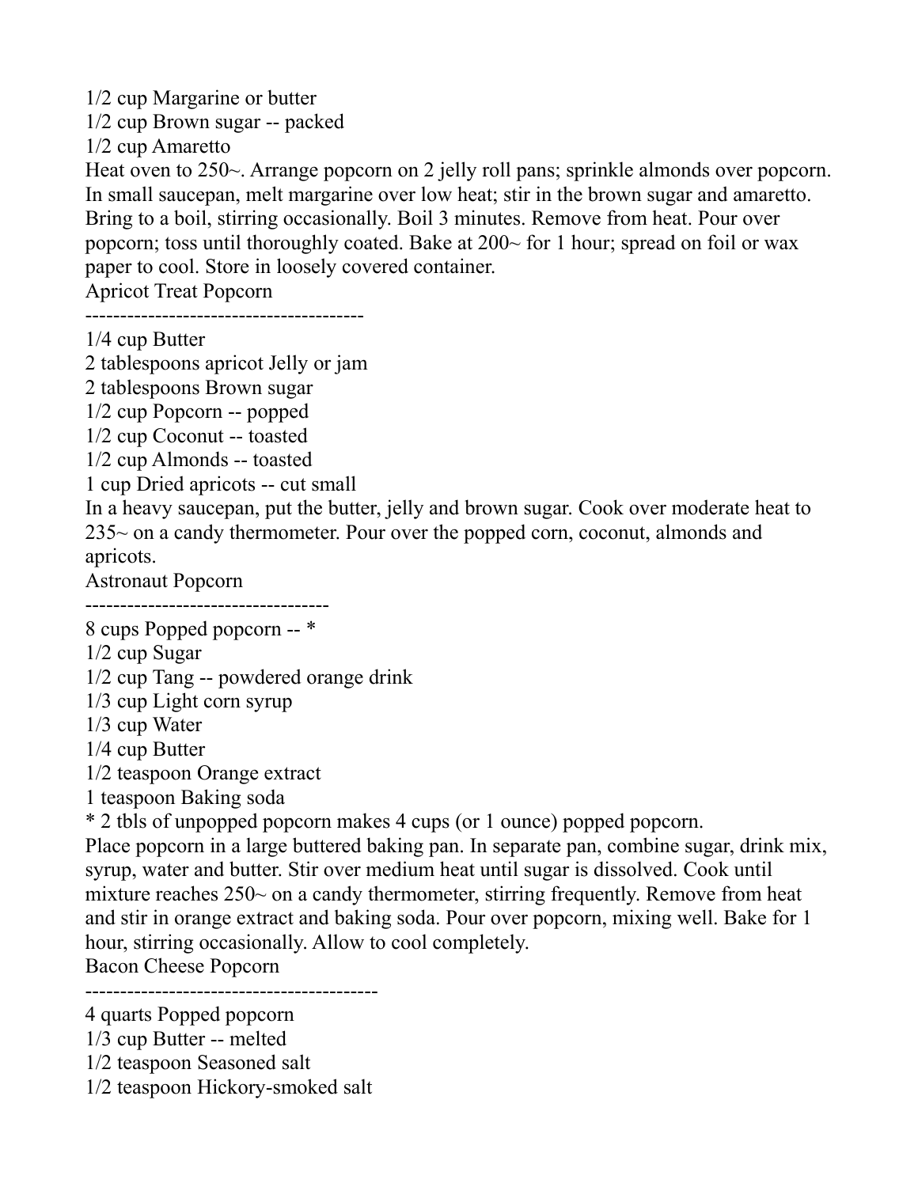1/2 cup Margarine or butter
1/2 cup Brown sugar -- packed
1/2 cup Amaretto
Heat oven to 250~. Arrange popcorn on 2 jelly roll pans; sprinkle almonds over popcorn. In small saucepan, melt margarine over low heat; stir in the brown sugar and amaretto. Bring to a boil, stirring occasionally. Boil 3 minutes. Remove from heat. Pour over popcorn; toss until thoroughly coated. Bake at 200~ for 1 hour; spread on foil or wax paper to cool. Store in loosely covered container.

## Apricot Treat Popcorn

----------------------------------------

1/4 cup Butter
2 tablespoons apricot Jelly or jam
2 tablespoons Brown sugar
1/2 cup Popcorn -- popped
1/2 cup Coconut -- toasted
1/2 cup Almonds -- toasted
1 cup Dried apricots -- cut small
In a heavy saucepan, put the butter, jelly and brown sugar. Cook over moderate heat to 235~ on a candy thermometer. Pour over the popped corn, coconut, almonds and apricots.

## Astronaut Popcorn

-----------------------------------

8 cups Popped popcorn -- *
1/2 cup Sugar
1/2 cup Tang -- powdered orange drink
1/3 cup Light corn syrup
1/3 cup Water
1/4 cup Butter
1/2 teaspoon Orange extract
1 teaspoon Baking soda
* 2 tbls of unpopped popcorn makes 4 cups (or 1 ounce) popped popcorn.
Place popcorn in a large buttered baking pan. In separate pan, combine sugar, drink mix, syrup, water and butter. Stir over medium heat until sugar is dissolved. Cook until mixture reaches 250~ on a candy thermometer, stirring frequently. Remove from heat and stir in orange extract and baking soda. Pour over popcorn, mixing well. Bake for 1 hour, stirring occasionally. Allow to cool completely.

## Bacon Cheese Popcorn

------------------------------------------

4 quarts Popped popcorn
1/3 cup Butter -- melted
1/2 teaspoon Seasoned salt
1/2 teaspoon Hickory-smoked salt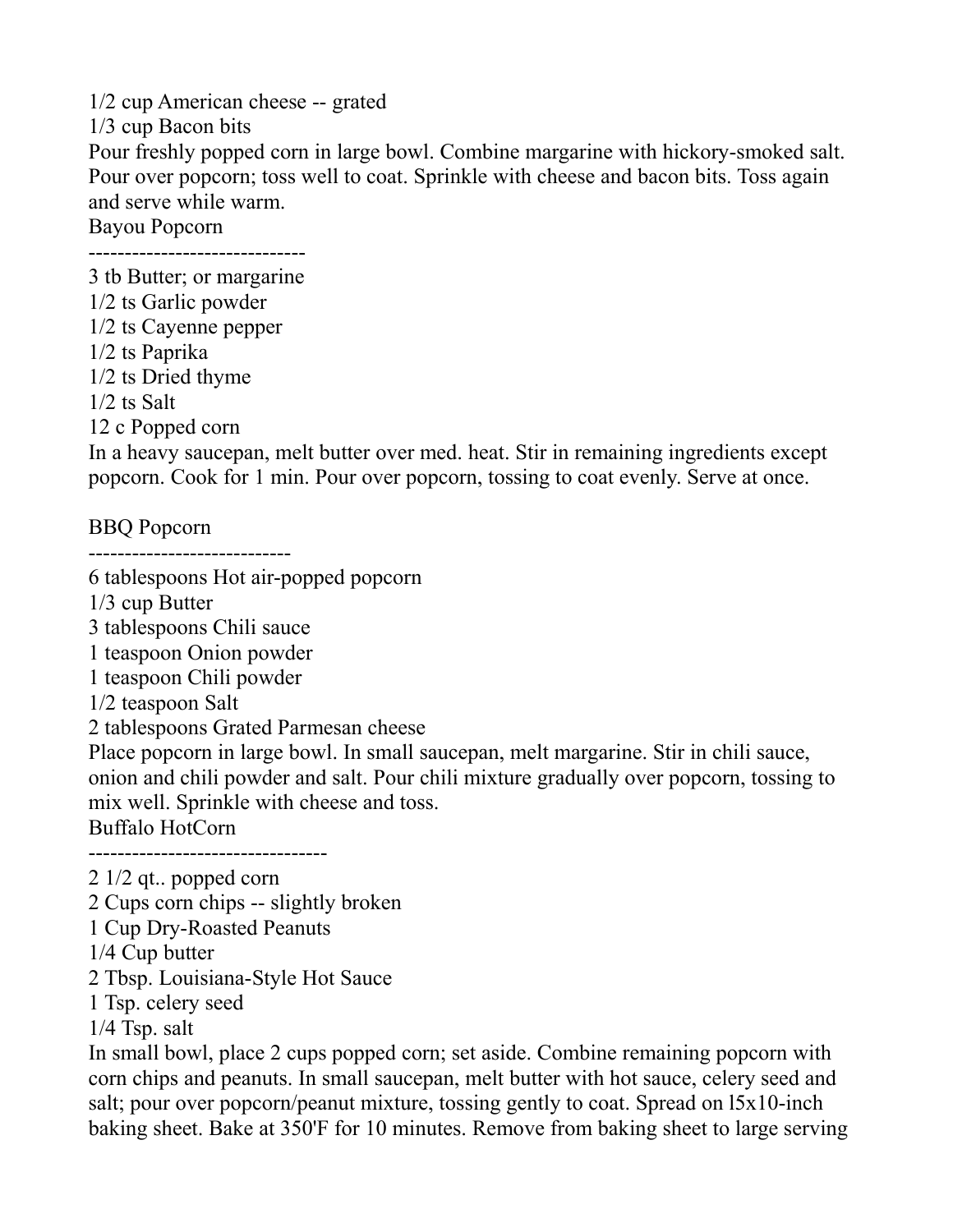1/2 cup American cheese -- grated

1/3 cup Bacon bits

Pour freshly popped corn in large bowl. Combine margarine with hickory-smoked salt. Pour over popcorn; toss well to coat. Sprinkle with cheese and bacon bits. Toss again and serve while warm.

## Bayou Popcorn

------------------------------

3 tb Butter; or margarine

1/2 ts Garlic powder

1/2 ts Cayenne pepper

1/2 ts Paprika

1/2 ts Dried thyme

1/2 ts Salt

12 c Popped corn

In a heavy saucepan, melt butter over med. heat. Stir in remaining ingredients except popcorn. Cook for 1 min. Pour over popcorn, tossing to coat evenly. Serve at once.

## BBQ Popcorn

----------------------------

6 tablespoons Hot air-popped popcorn

1/3 cup Butter

3 tablespoons Chili sauce

1 teaspoon Onion powder

1 teaspoon Chili powder

1/2 teaspoon Salt

2 tablespoons Grated Parmesan cheese

Place popcorn in large bowl. In small saucepan, melt margarine. Stir in chili sauce, onion and chili powder and salt. Pour chili mixture gradually over popcorn, tossing to mix well. Sprinkle with cheese and toss.

## Buffalo HotCorn

---------------------------------

2 1/2 qt.. popped corn

2 Cups corn chips -- slightly broken

1 Cup Dry-Roasted Peanuts

1/4 Cup butter

2 Tbsp. Louisiana-Style Hot Sauce

1 Tsp. celery seed

1/4 Tsp. salt

In small bowl, place 2 cups popped corn; set aside. Combine remaining popcorn with corn chips and peanuts. In small saucepan, melt butter with hot sauce, celery seed and salt; pour over popcorn/peanut mixture, tossing gently to coat. Spread on l5x10-inch baking sheet. Bake at 350'F for 10 minutes. Remove from baking sheet to large serving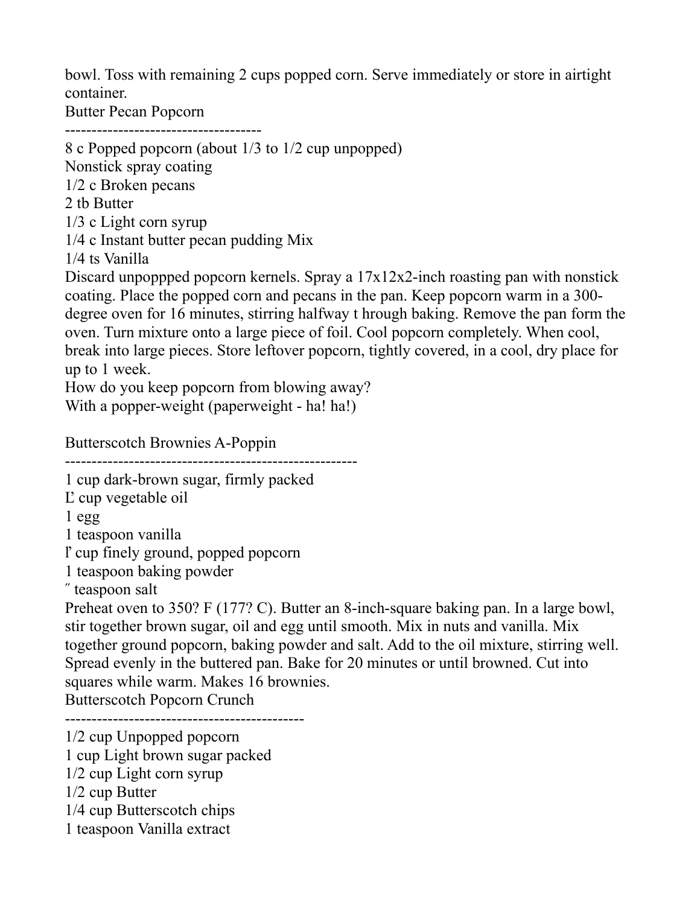bowl. Toss with remaining 2 cups popped corn. Serve immediately or store in airtight container.

## Butter Pecan Popcorn

-------------------------------------

8 c Popped popcorn (about 1/3 to 1/2 cup unpopped)  
Nonstick spray coating  
1/2 c Broken pecans  
2 tb Butter  
1/3 c Light corn syrup  
1/4 c Instant butter pecan pudding Mix  
1/4 ts Vanilla

Discard unpoppped popcorn kernels. Spray a 17x12x2-inch roasting pan with nonstick coating. Place the popped corn and pecans in the pan. Keep popcorn warm in a 300-degree oven for 16 minutes, stirring halfway t hrough baking. Remove the pan form the oven. Turn mixture onto a large piece of foil. Cool popcorn completely. When cool, break into large pieces. Store leftover popcorn, tightly covered, in a cool, dry place for up to 1 week.

How do you keep popcorn from blowing away?  
With a popper-weight (paperweight - ha! ha!)

## Butterscotch Brownies A-Poppin

-------------------------------------------------------

1 cup dark-brown sugar, firmly packed  
Ľ cup vegetable oil  
1 egg  
1 teaspoon vanilla  
l' cup finely ground, popped popcorn  
1 teaspoon baking powder  
˝ teaspoon salt

Preheat oven to 350? F (177? C). Butter an 8-inch-square baking pan. In a large bowl, stir together brown sugar, oil and egg until smooth. Mix in nuts and vanilla. Mix together ground popcorn, baking powder and salt. Add to the oil mixture, stirring well. Spread evenly in the buttered pan. Bake for 20 minutes or until browned. Cut into squares while warm. Makes 16 brownies.

## Butterscotch Popcorn Crunch

---------------------------------------------

1/2 cup Unpopped popcorn  
1 cup Light brown sugar packed  
1/2 cup Light corn syrup  
1/2 cup Butter  
1/4 cup Butterscotch chips  
1 teaspoon Vanilla extract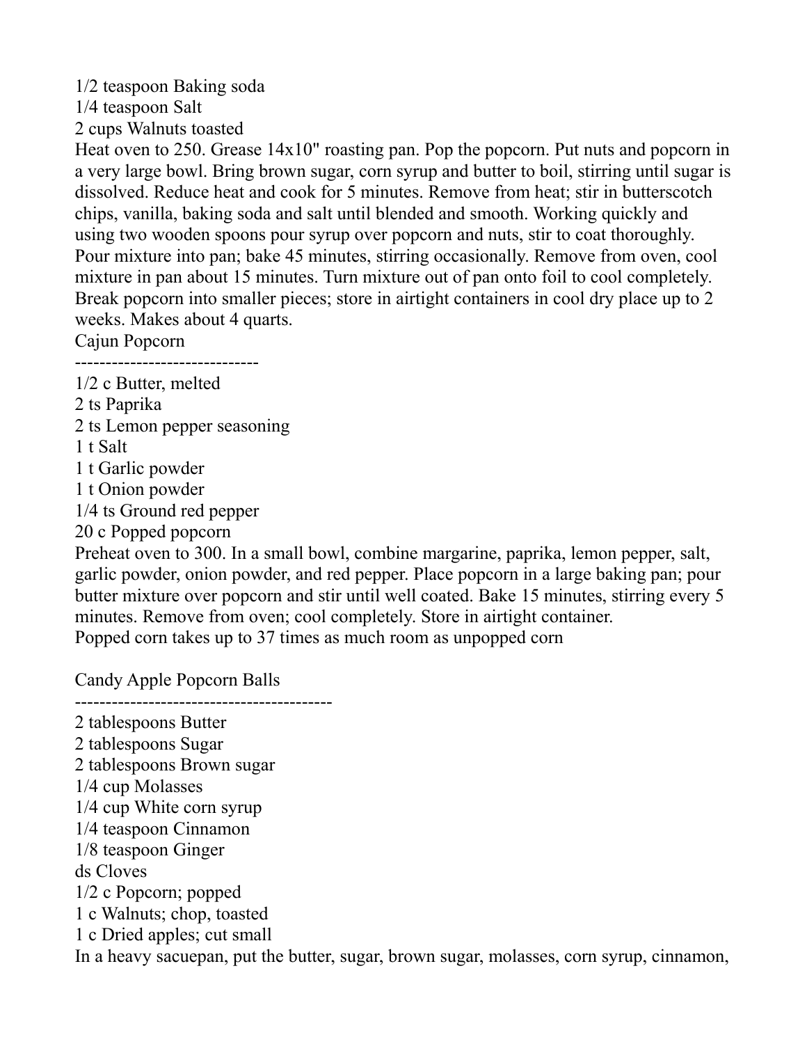1/2 teaspoon Baking soda
1/4 teaspoon Salt
2 cups Walnuts toasted
Heat oven to 250. Grease 14x10" roasting pan. Pop the popcorn. Put nuts and popcorn in a very large bowl. Bring brown sugar, corn syrup and butter to boil, stirring until sugar is dissolved. Reduce heat and cook for 5 minutes. Remove from heat; stir in butterscotch chips, vanilla, baking soda and salt until blended and smooth. Working quickly and using two wooden spoons pour syrup over popcorn and nuts, stir to coat thoroughly. Pour mixture into pan; bake 45 minutes, stirring occasionally. Remove from oven, cool mixture in pan about 15 minutes. Turn mixture out of pan onto foil to cool completely. Break popcorn into smaller pieces; store in airtight containers in cool dry place up to 2 weeks. Makes about 4 quarts.

Cajun Popcorn

------------------------------

1/2 c Butter, melted
2 ts Paprika
2 ts Lemon pepper seasoning
1 t Salt
1 t Garlic powder
1 t Onion powder
1/4 ts Ground red pepper
20 c Popped popcorn
Preheat oven to 300. In a small bowl, combine margarine, paprika, lemon pepper, salt, garlic powder, onion powder, and red pepper. Place popcorn in a large baking pan; pour butter mixture over popcorn and stir until well coated. Bake 15 minutes, stirring every 5 minutes. Remove from oven; cool completely. Store in airtight container.
Popped corn takes up to 37 times as much room as unpopped corn

Candy Apple Popcorn Balls

------------------------------------------

2 tablespoons Butter
2 tablespoons Sugar
2 tablespoons Brown sugar
1/4 cup Molasses
1/4 cup White corn syrup
1/4 teaspoon Cinnamon
1/8 teaspoon Ginger
ds Cloves
1/2 c Popcorn; popped
1 c Walnuts; chop, toasted
1 c Dried apples; cut small
In a heavy sacuepan, put the butter, sugar, brown sugar, molasses, corn syrup, cinnamon,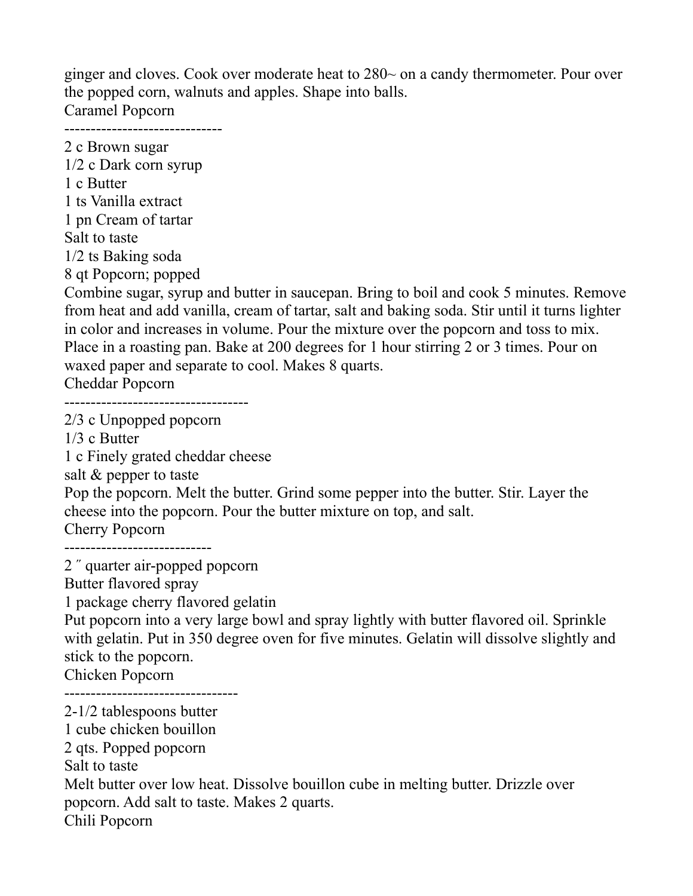ginger and cloves. Cook over moderate heat to 280~ on a candy thermometer. Pour over the popped corn, walnuts and apples. Shape into balls.

## Caramel Popcorn

------------------------------

2 c Brown sugar
1/2 c Dark corn syrup
1 c Butter
1 ts Vanilla extract
1 pn Cream of tartar
Salt to taste
1/2 ts Baking soda
8 qt Popcorn; popped

Combine sugar, syrup and butter in saucepan. Bring to boil and cook 5 minutes. Remove from heat and add vanilla, cream of tartar, salt and baking soda. Stir until it turns lighter in color and increases in volume. Pour the mixture over the popcorn and toss to mix. Place in a roasting pan. Bake at 200 degrees for 1 hour stirring 2 or 3 times. Pour on waxed paper and separate to cool. Makes 8 quarts.

## Cheddar Popcorn

-----------------------------------

2/3 c Unpopped popcorn
1/3 c Butter
1 c Finely grated cheddar cheese
salt & pepper to taste

Pop the popcorn. Melt the butter. Grind some pepper into the butter. Stir. Layer the cheese into the popcorn. Pour the butter mixture on top, and salt.

## Cherry Popcorn

----------------------------

2 ″ quarter air-popped popcorn
Butter flavored spray
1 package cherry flavored gelatin

Put popcorn into a very large bowl and spray lightly with butter flavored oil. Sprinkle with gelatin. Put in 350 degree oven for five minutes. Gelatin will dissolve slightly and stick to the popcorn.

## Chicken Popcorn

---------------------------------

2-1/2 tablespoons butter
1 cube chicken bouillon
2 qts. Popped popcorn
Salt to taste

Melt butter over low heat. Dissolve bouillon cube in melting butter. Drizzle over popcorn. Add salt to taste. Makes 2 quarts.

## Chili Popcorn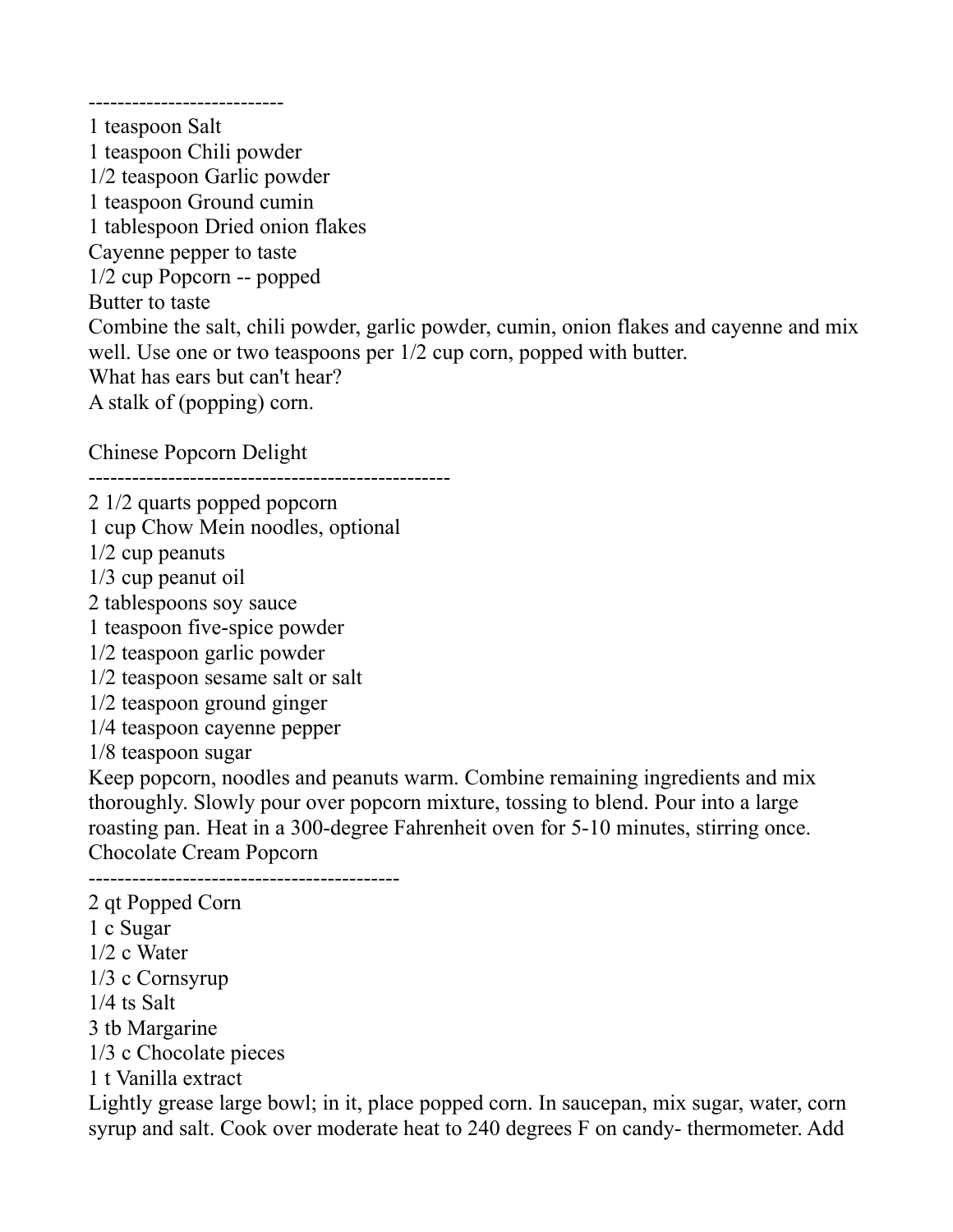---------------------------

1 teaspoon Salt
1 teaspoon Chili powder
1/2 teaspoon Garlic powder
1 teaspoon Ground cumin
1 tablespoon Dried onion flakes
Cayenne pepper to taste
1/2 cup Popcorn -- popped
Butter to taste
Combine the salt, chili powder, garlic powder, cumin, onion flakes and cayenne and mix well. Use one or two teaspoons per 1/2 cup corn, popped with butter.
What has ears but can't hear?
A stalk of (popping) corn.

## Chinese Popcorn Delight

--------------------------------------------------

2 1/2 quarts popped popcorn
1 cup Chow Mein noodles, optional
1/2 cup peanuts
1/3 cup peanut oil
2 tablespoons soy sauce
1 teaspoon five-spice powder
1/2 teaspoon garlic powder
1/2 teaspoon sesame salt or salt
1/2 teaspoon ground ginger
1/4 teaspoon cayenne pepper
1/8 teaspoon sugar
Keep popcorn, noodles and peanuts warm. Combine remaining ingredients and mix thoroughly. Slowly pour over popcorn mixture, tossing to blend. Pour into a large roasting pan. Heat in a 300-degree Fahrenheit oven for 5-10 minutes, stirring once.

## Chocolate Cream Popcorn

-------------------------------------------

2 qt Popped Corn
1 c Sugar
1/2 c Water
1/3 c Cornsyrup
1/4 ts Salt
3 tb Margarine
1/3 c Chocolate pieces
1 t Vanilla extract
Lightly grease large bowl; in it, place popped corn. In saucepan, mix sugar, water, corn syrup and salt. Cook over moderate heat to 240 degrees F on candy- thermometer. Add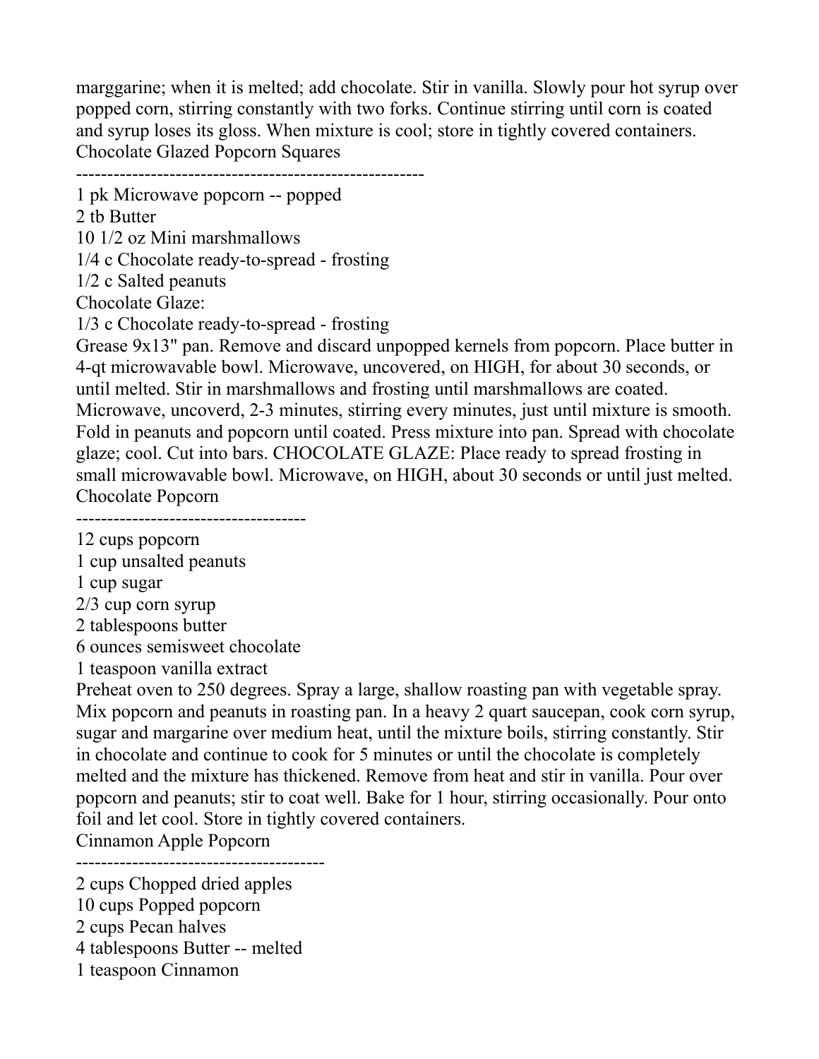marggarine; when it is melted; add chocolate. Stir in vanilla. Slowly pour hot syrup over popped corn, stirring constantly with two forks. Continue stirring until corn is coated and syrup loses its gloss. When mixture is cool; store in tightly covered containers.

## Chocolate Glazed Popcorn Squares

--------------------------------------------------------

1 pk Microwave popcorn -- popped
2 tb Butter
10 1/2 oz Mini marshmallows
1/4 c Chocolate ready-to-spread - frosting
1/2 c Salted peanuts
Chocolate Glaze:
1/3 c Chocolate ready-to-spread - frosting

Grease 9x13" pan. Remove and discard unpopped kernels from popcorn. Place butter in 4-qt microwavable bowl. Microwave, uncovered, on HIGH, for about 30 seconds, or until melted. Stir in marshmallows and frosting until marshmallows are coated. Microwave, uncoverd, 2-3 minutes, stirring every minutes, just until mixture is smooth. Fold in peanuts and popcorn until coated. Press mixture into pan. Spread with chocolate glaze; cool. Cut into bars. CHOCOLATE GLAZE: Place ready to spread frosting in small microwavable bowl. Microwave, on HIGH, about 30 seconds or until just melted.

## Chocolate Popcorn

-------------------------------------

12 cups popcorn
1 cup unsalted peanuts
1 cup sugar
2/3 cup corn syrup
2 tablespoons butter
6 ounces semisweet chocolate
1 teaspoon vanilla extract

Preheat oven to 250 degrees. Spray a large, shallow roasting pan with vegetable spray. Mix popcorn and peanuts in roasting pan. In a heavy 2 quart saucepan, cook corn syrup, sugar and margarine over medium heat, until the mixture boils, stirring constantly. Stir in chocolate and continue to cook for 5 minutes or until the chocolate is completely melted and the mixture has thickened. Remove from heat and stir in vanilla. Pour over popcorn and peanuts; stir to coat well. Bake for 1 hour, stirring occasionally. Pour onto foil and let cool. Store in tightly covered containers.

## Cinnamon Apple Popcorn

----------------------------------------

2 cups Chopped dried apples
10 cups Popped popcorn
2 cups Pecan halves
4 tablespoons Butter -- melted
1 teaspoon Cinnamon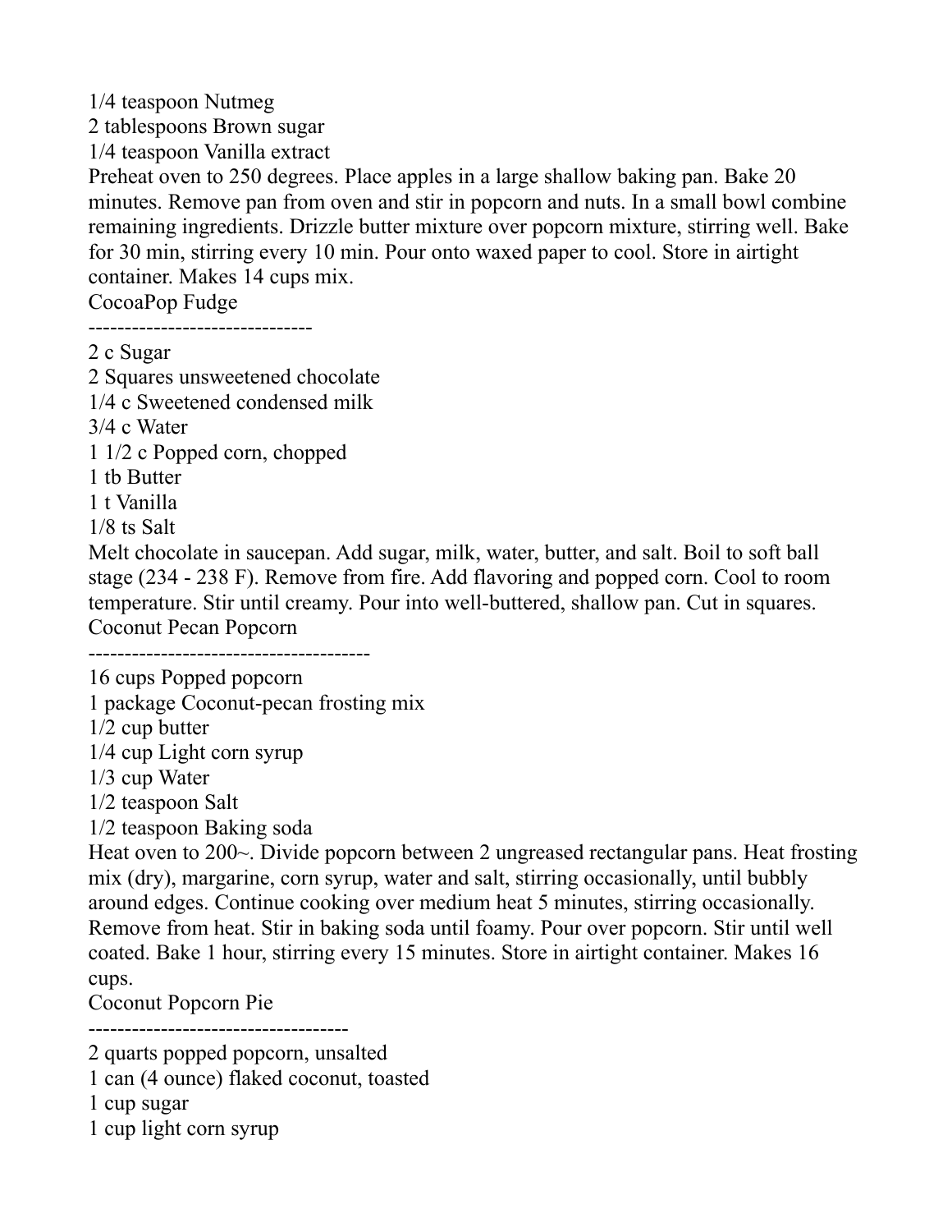1/4 teaspoon Nutmeg
2 tablespoons Brown sugar
1/4 teaspoon Vanilla extract
Preheat oven to 250 degrees. Place apples in a large shallow baking pan. Bake 20 minutes. Remove pan from oven and stir in popcorn and nuts. In a small bowl combine remaining ingredients. Drizzle butter mixture over popcorn mixture, stirring well. Bake for 30 min, stirring every 10 min. Pour onto waxed paper to cool. Store in airtight container. Makes 14 cups mix.

## CocoaPop Fudge

-------------------------------

2 c Sugar
2 Squares unsweetened chocolate
1/4 c Sweetened condensed milk
3/4 c Water
1 1/2 c Popped corn, chopped
1 tb Butter
1 t Vanilla
1/8 ts Salt
Melt chocolate in saucepan. Add sugar, milk, water, butter, and salt. Boil to soft ball stage (234 - 238 F). Remove from fire. Add flavoring and popped corn. Cool to room temperature. Stir until creamy. Pour into well-buttered, shallow pan. Cut in squares.

## Coconut Pecan Popcorn

---------------------------------------

16 cups Popped popcorn
1 package Coconut-pecan frosting mix
1/2 cup butter
1/4 cup Light corn syrup
1/3 cup Water
1/2 teaspoon Salt
1/2 teaspoon Baking soda
Heat oven to 200~. Divide popcorn between 2 ungreased rectangular pans. Heat frosting mix (dry), margarine, corn syrup, water and salt, stirring occasionally, until bubbly around edges. Continue cooking over medium heat 5 minutes, stirring occasionally. Remove from heat. Stir in baking soda until foamy. Pour over popcorn. Stir until well coated. Bake 1 hour, stirring every 15 minutes. Store in airtight container. Makes 16 cups.

## Coconut Popcorn Pie

------------------------------------

2 quarts popped popcorn, unsalted
1 can (4 ounce) flaked coconut, toasted
1 cup sugar
1 cup light corn syrup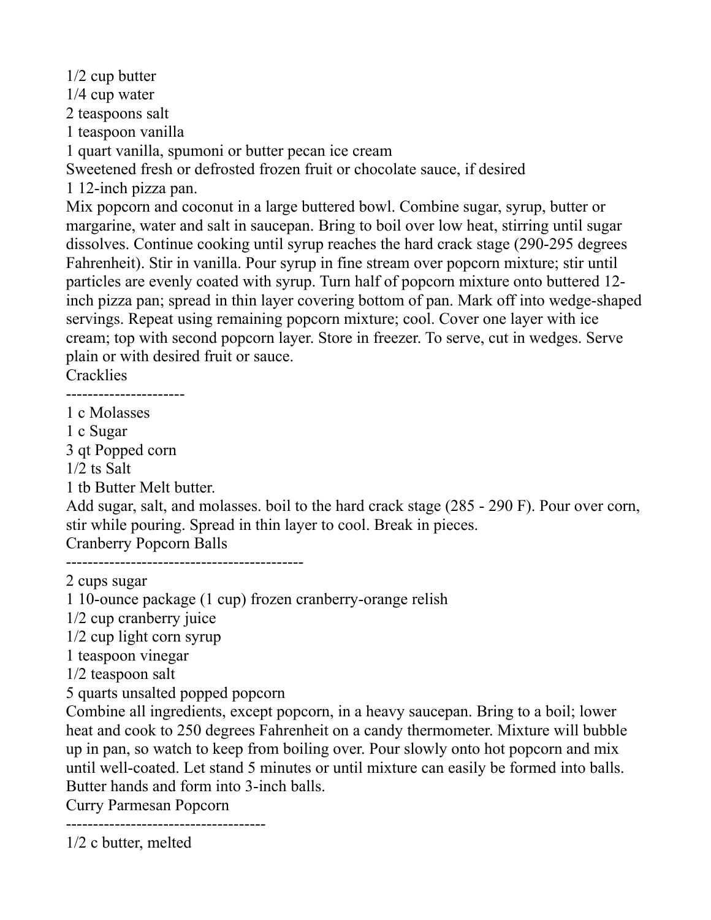1/2 cup butter
1/4 cup water
2 teaspoons salt
1 teaspoon vanilla
1 quart vanilla, spumoni or butter pecan ice cream
Sweetened fresh or defrosted frozen fruit or chocolate sauce, if desired
1 12-inch pizza pan.

Mix popcorn and coconut in a large buttered bowl. Combine sugar, syrup, butter or margarine, water and salt in saucepan. Bring to boil over low heat, stirring until sugar dissolves. Continue cooking until syrup reaches the hard crack stage (290-295 degrees Fahrenheit). Stir in vanilla. Pour syrup in fine stream over popcorn mixture; stir until particles are evenly coated with syrup. Turn half of popcorn mixture onto buttered 12-inch pizza pan; spread in thin layer covering bottom of pan. Mark off into wedge-shaped servings. Repeat using remaining popcorn mixture; cool. Cover one layer with ice cream; top with second popcorn layer. Store in freezer. To serve, cut in wedges. Serve plain or with desired fruit or sauce.

## Cracklies

----------------------

1 c Molasses
1 c Sugar
3 qt Popped corn
1/2 ts Salt
1 tb Butter Melt butter.

Add sugar, salt, and molasses. boil to the hard crack stage (285 - 290 F). Pour over corn, stir while pouring. Spread in thin layer to cool. Break in pieces.

## Cranberry Popcorn Balls

--------------------------------------------

2 cups sugar
1 10-ounce package (1 cup) frozen cranberry-orange relish
1/2 cup cranberry juice
1/2 cup light corn syrup
1 teaspoon vinegar
1/2 teaspoon salt
5 quarts unsalted popped popcorn

Combine all ingredients, except popcorn, in a heavy saucepan. Bring to a boil; lower heat and cook to 250 degrees Fahrenheit on a candy thermometer. Mixture will bubble up in pan, so watch to keep from boiling over. Pour slowly onto hot popcorn and mix until well-coated. Let stand 5 minutes or until mixture can easily be formed into balls. Butter hands and form into 3-inch balls.

## Curry Parmesan Popcorn

-------------------------------------

1/2 c butter, melted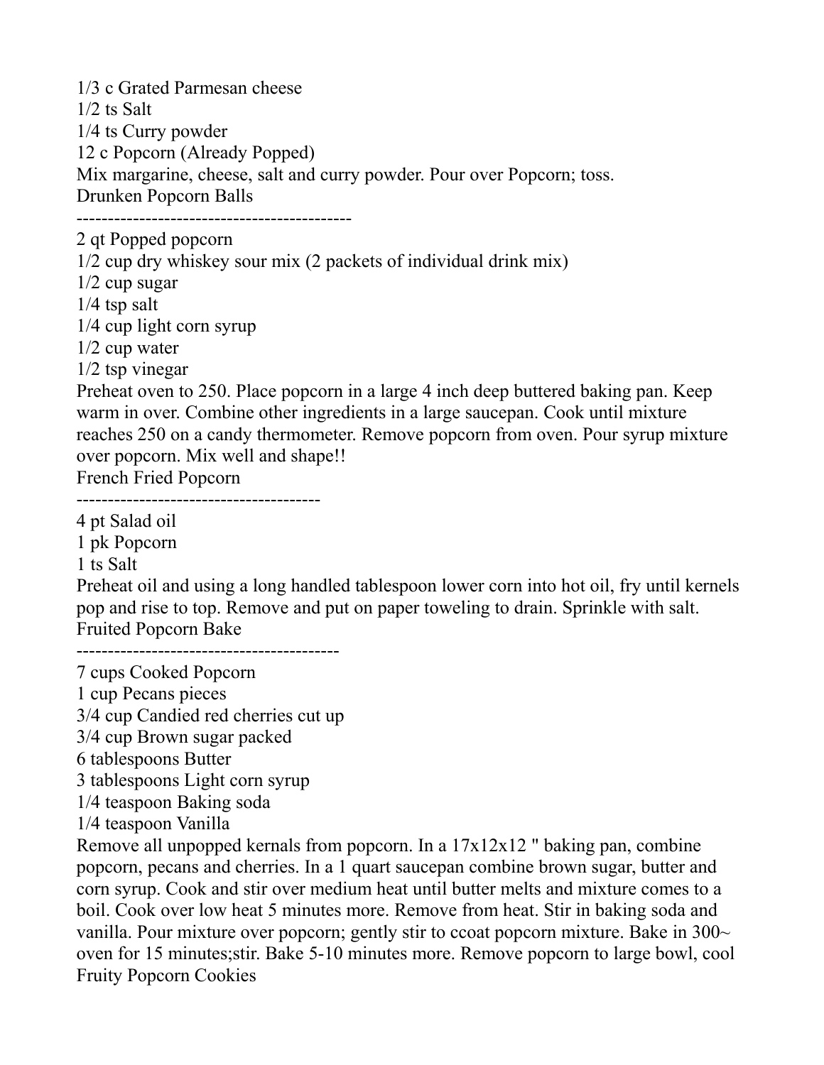1/3 c Grated Parmesan cheese
1/2 ts Salt
1/4 ts Curry powder
12 c Popcorn (Already Popped)
Mix margarine, cheese, salt and curry powder. Pour over Popcorn; toss.

## Drunken Popcorn Balls

--------------------------------------------

2 qt Popped popcorn
1/2 cup dry whiskey sour mix (2 packets of individual drink mix)
1/2 cup sugar
1/4 tsp salt
1/4 cup light corn syrup
1/2 cup water
1/2 tsp vinegar
Preheat oven to 250. Place popcorn in a large 4 inch deep buttered baking pan. Keep warm in over. Combine other ingredients in a large saucepan. Cook until mixture reaches 250 on a candy thermometer. Remove popcorn from oven. Pour syrup mixture over popcorn. Mix well and shape!!

## French Fried Popcorn

---------------------------------------

4 pt Salad oil
1 pk Popcorn
1 ts Salt
Preheat oil and using a long handled tablespoon lower corn into hot oil, fry until kernels pop and rise to top. Remove and put on paper toweling to drain. Sprinkle with salt.

## Fruited Popcorn Bake

------------------------------------------

7 cups Cooked Popcorn
1 cup Pecans pieces
3/4 cup Candied red cherries cut up
3/4 cup Brown sugar packed
6 tablespoons Butter
3 tablespoons Light corn syrup
1/4 teaspoon Baking soda
1/4 teaspoon Vanilla
Remove all unpopped kernals from popcorn. In a 17x12x12 " baking pan, combine popcorn, pecans and cherries. In a 1 quart saucepan combine brown sugar, butter and corn syrup. Cook and stir over medium heat until butter melts and mixture comes to a boil. Cook over low heat 5 minutes more. Remove from heat. Stir in baking soda and vanilla. Pour mixture over popcorn; gently stir to ccoat popcorn mixture. Bake in 300~ oven for 15 minutes;stir. Bake 5-10 minutes more. Remove popcorn to large bowl, cool

## Fruity Popcorn Cookies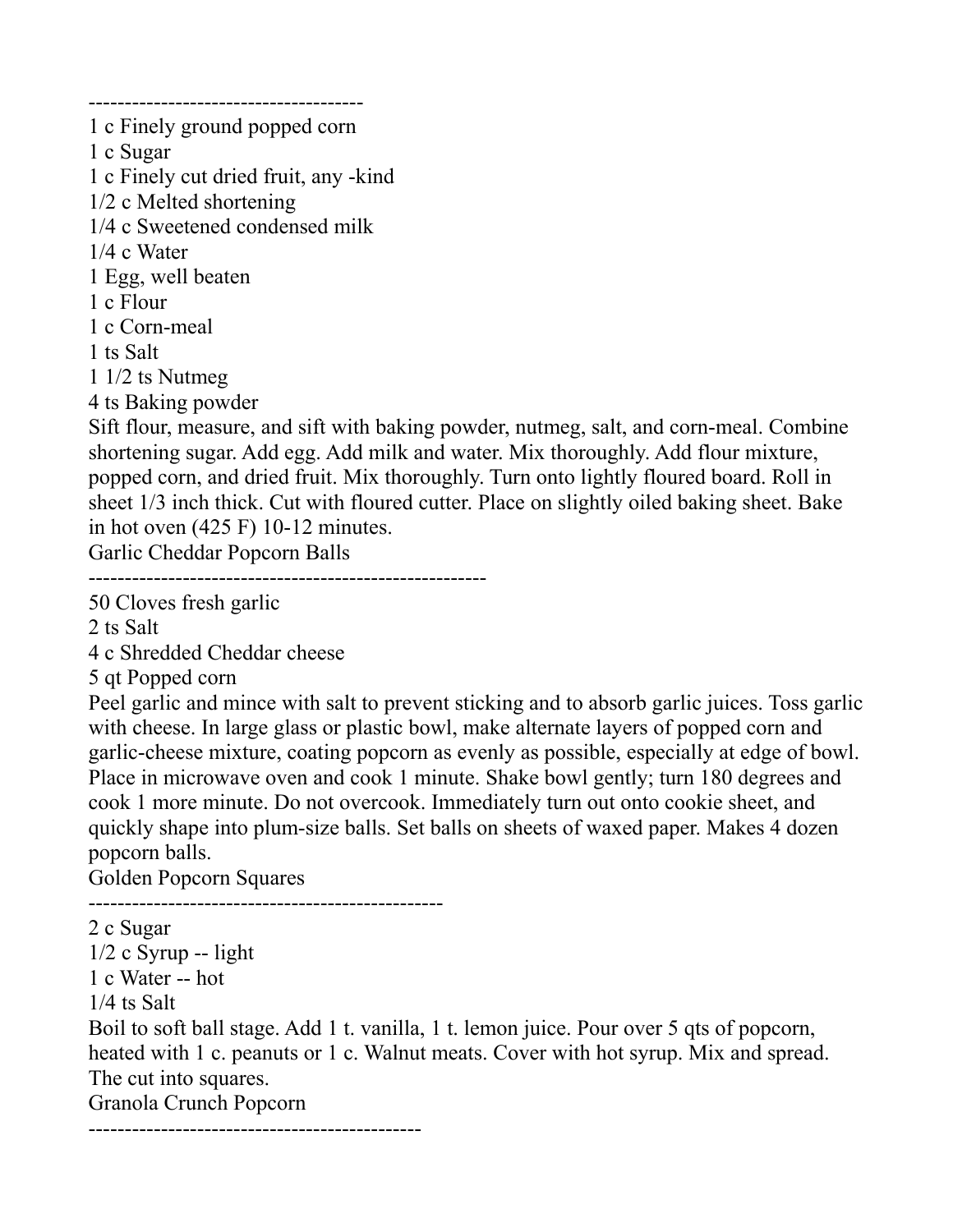--------------------------------------
1 c Finely ground popped corn
1 c Sugar
1 c Finely cut dried fruit, any -kind
1/2 c Melted shortening
1/4 c Sweetened condensed milk
1/4 c Water
1 Egg, well beaten
1 c Flour
1 c Corn-meal
1 ts Salt
1 1/2 ts Nutmeg
4 ts Baking powder

Sift flour, measure, and sift with baking powder, nutmeg, salt, and corn-meal. Combine shortening sugar. Add egg. Add milk and water. Mix thoroughly. Add flour mixture, popped corn, and dried fruit. Mix thoroughly. Turn onto lightly floured board. Roll in sheet 1/3 inch thick. Cut with floured cutter. Place on slightly oiled baking sheet. Bake in hot oven (425 F) 10-12 minutes.

Garlic Cheddar Popcorn Balls
--------------------------------------------------------
50 Cloves fresh garlic
2 ts Salt
4 c Shredded Cheddar cheese
5 qt Popped corn

Peel garlic and mince with salt to prevent sticking and to absorb garlic juices. Toss garlic with cheese. In large glass or plastic bowl, make alternate layers of popped corn and garlic-cheese mixture, coating popcorn as evenly as possible, especially at edge of bowl. Place in microwave oven and cook 1 minute. Shake bowl gently; turn 180 degrees and cook 1 more minute. Do not overcook. Immediately turn out onto cookie sheet, and quickly shape into plum-size balls. Set balls on sheets of waxed paper. Makes 4 dozen popcorn balls.

Golden Popcorn Squares
-------------------------------------------------
2 c Sugar
1/2 c Syrup -- light
1 c Water -- hot
1/4 ts Salt

Boil to soft ball stage. Add 1 t. vanilla, 1 t. lemon juice. Pour over 5 qts of popcorn, heated with 1 c. peanuts or 1 c. Walnut meats. Cover with hot syrup. Mix and spread. The cut into squares.

Granola Crunch Popcorn
---------------------------------------------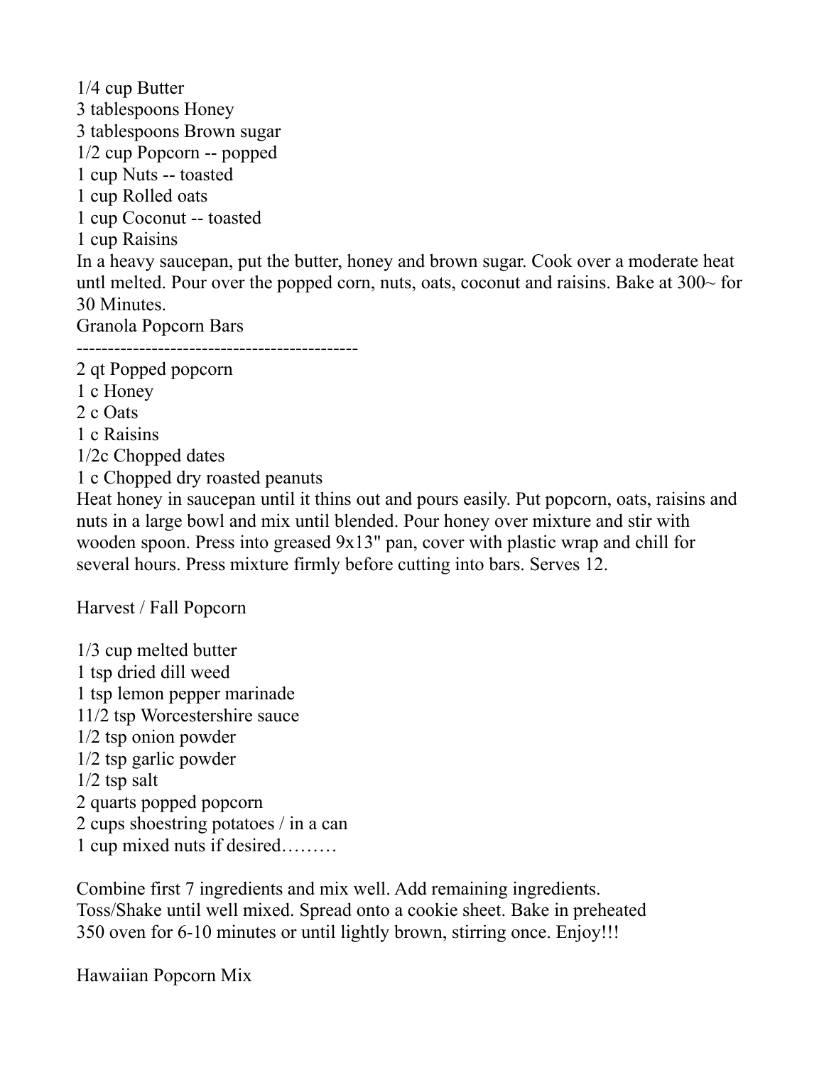1/4 cup Butter
3 tablespoons Honey
3 tablespoons Brown sugar
1/2 cup Popcorn -- popped
1 cup Nuts -- toasted
1 cup Rolled oats
1 cup Coconut -- toasted
1 cup Raisins
In a heavy saucepan, put the butter, honey and brown sugar. Cook over a moderate heat untl melted. Pour over the popped corn, nuts, oats, coconut and raisins. Bake at 300~ for 30 Minutes.

Granola Popcorn Bars

--------------------------------------------

2 qt Popped popcorn
1 c Honey
2 c Oats
1 c Raisins
1/2c Chopped dates
1 c Chopped dry roasted peanuts
Heat honey in saucepan until it thins out and pours easily. Put popcorn, oats, raisins and nuts in a large bowl and mix until blended. Pour honey over mixture and stir with wooden spoon. Press into greased 9x13" pan, cover with plastic wrap and chill for several hours. Press mixture firmly before cutting into bars. Serves 12.

Harvest / Fall Popcorn

1/3 cup melted butter
1 tsp dried dill weed
1 tsp lemon pepper marinade
11/2 tsp Worcestershire sauce
1/2 tsp onion powder
1/2 tsp garlic powder
1/2 tsp salt
2 quarts popped popcorn
2 cups shoestring potatoes / in a can
1 cup mixed nuts if desired………

Combine first 7 ingredients and mix well. Add remaining ingredients.
Toss/Shake until well mixed. Spread onto a cookie sheet. Bake in preheated
350 oven for 6-10 minutes or until lightly brown, stirring once. Enjoy!!!

Hawaiian Popcorn Mix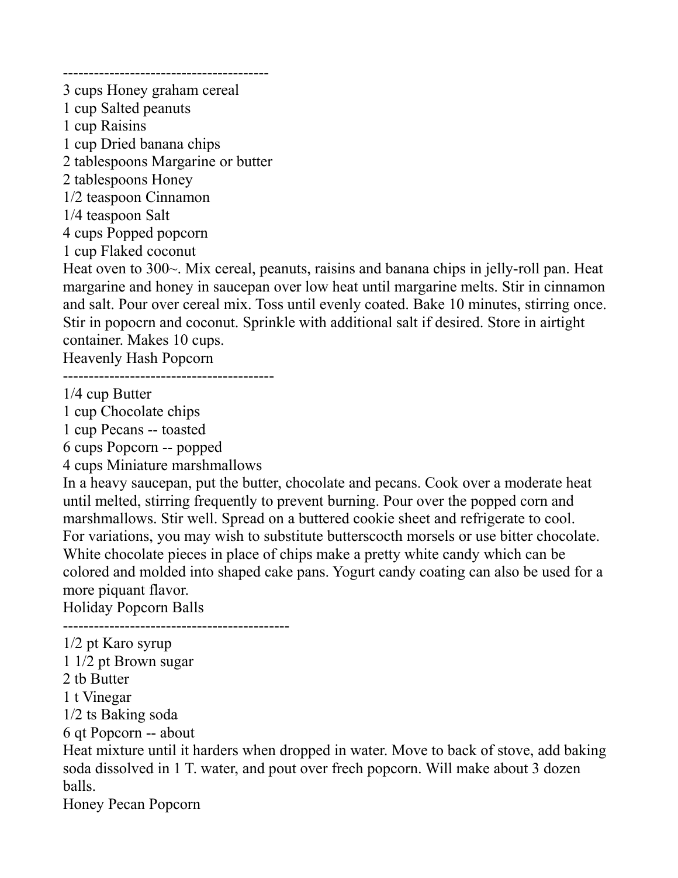---------------------------------------

3 cups Honey graham cereal
1 cup Salted peanuts
1 cup Raisins
1 cup Dried banana chips
2 tablespoons Margarine or butter
2 tablespoons Honey
1/2 teaspoon Cinnamon
1/4 teaspoon Salt
4 cups Popped popcorn
1 cup Flaked coconut

Heat oven to 300~. Mix cereal, peanuts, raisins and banana chips in jelly-roll pan. Heat margarine and honey in saucepan over low heat until margarine melts. Stir in cinnamon and salt. Pour over cereal mix. Toss until evenly coated. Bake 10 minutes, stirring once. Stir in popocrn and coconut. Sprinkle with additional salt if desired. Store in airtight container. Makes 10 cups.

## Heavenly Hash Popcorn

----------------------------------------

1/4 cup Butter
1 cup Chocolate chips
1 cup Pecans -- toasted
6 cups Popcorn -- popped
4 cups Miniature marshmallows

In a heavy saucepan, put the butter, chocolate and pecans. Cook over a moderate heat until melted, stirring frequently to prevent burning. Pour over the popped corn and marshmallows. Stir well. Spread on a buttered cookie sheet and refrigerate to cool. For variations, you may wish to substitute butterscocth morsels or use bitter chocolate. White chocolate pieces in place of chips make a pretty white candy which can be colored and molded into shaped cake pans. Yogurt candy coating can also be used for a more piquant flavor.

## Holiday Popcorn Balls

------------------------------------------

1/2 pt Karo syrup
1 1/2 pt Brown sugar
2 tb Butter
1 t Vinegar
1/2 ts Baking soda
6 qt Popcorn -- about

Heat mixture until it harders when dropped in water. Move to back of stove, add baking soda dissolved in 1 T. water, and pout over frech popcorn. Will make about 3 dozen balls.

## Honey Pecan Popcorn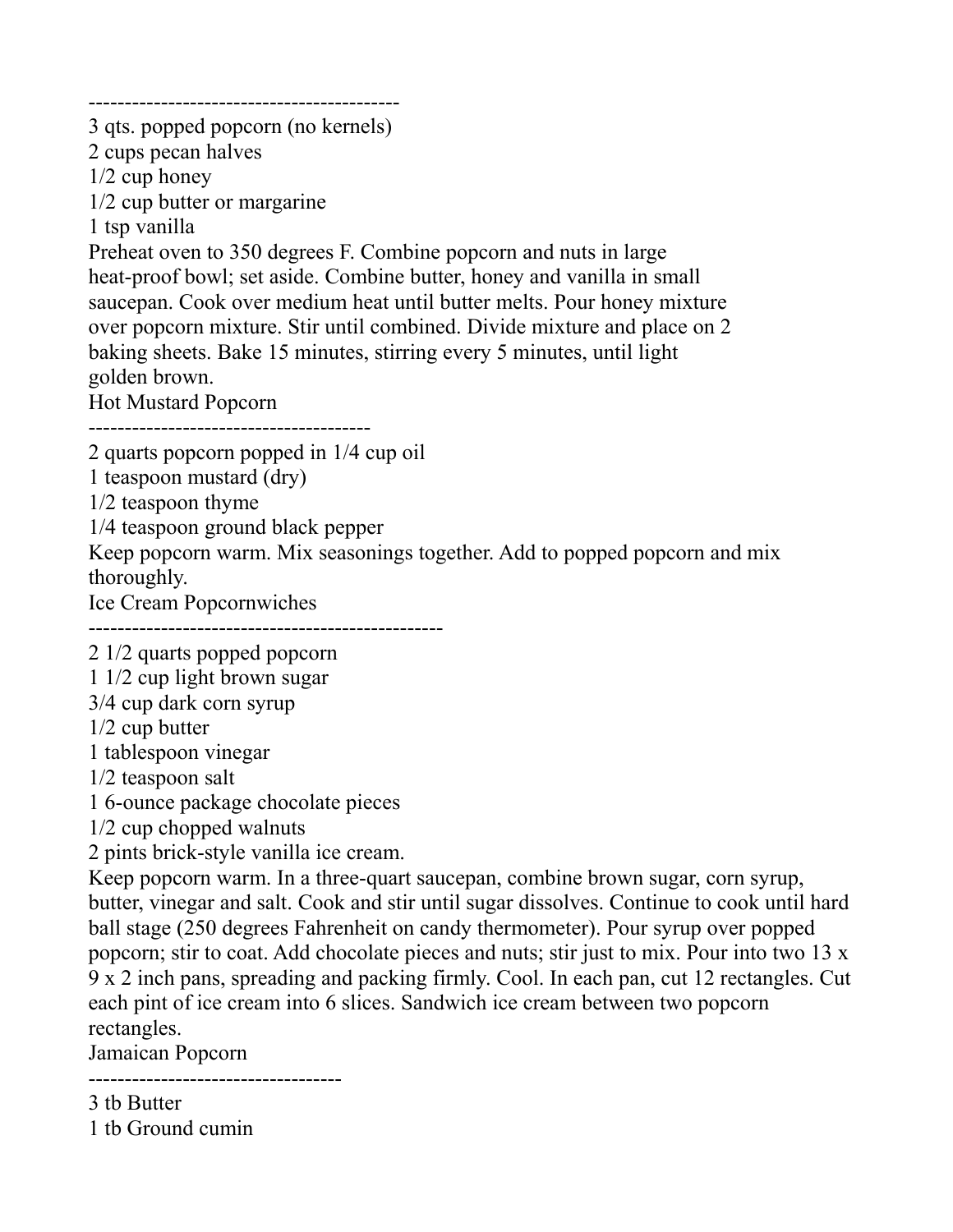-------------------------------------------

3 qts. popped popcorn (no kernels)
2 cups pecan halves
1/2 cup honey
1/2 cup butter or margarine
1 tsp vanilla

Preheat oven to 350 degrees F. Combine popcorn and nuts in large heat-proof bowl; set aside. Combine butter, honey and vanilla in small saucepan. Cook over medium heat until butter melts. Pour honey mixture over popcorn mixture. Stir until combined. Divide mixture and place on 2 baking sheets. Bake 15 minutes, stirring every 5 minutes, until light golden brown.

## Hot Mustard Popcorn

---------------------------------------

2 quarts popcorn popped in 1/4 cup oil
1 teaspoon mustard (dry)
1/2 teaspoon thyme
1/4 teaspoon ground black pepper

Keep popcorn warm. Mix seasonings together. Add to popped popcorn and mix thoroughly.

## Ice Cream Popcornwiches

-------------------------------------------------

2 1/2 quarts popped popcorn
1 1/2 cup light brown sugar
3/4 cup dark corn syrup
1/2 cup butter
1 tablespoon vinegar
1/2 teaspoon salt
1 6-ounce package chocolate pieces
1/2 cup chopped walnuts
2 pints brick-style vanilla ice cream.

Keep popcorn warm. In a three-quart saucepan, combine brown sugar, corn syrup, butter, vinegar and salt. Cook and stir until sugar dissolves. Continue to cook until hard ball stage (250 degrees Fahrenheit on candy thermometer). Pour syrup over popped popcorn; stir to coat. Add chocolate pieces and nuts; stir just to mix. Pour into two 13 x 9 x 2 inch pans, spreading and packing firmly. Cool. In each pan, cut 12 rectangles. Cut each pint of ice cream into 6 slices. Sandwich ice cream between two popcorn rectangles.

## Jamaican Popcorn

----------------------------------

3 tb Butter
1 tb Ground cumin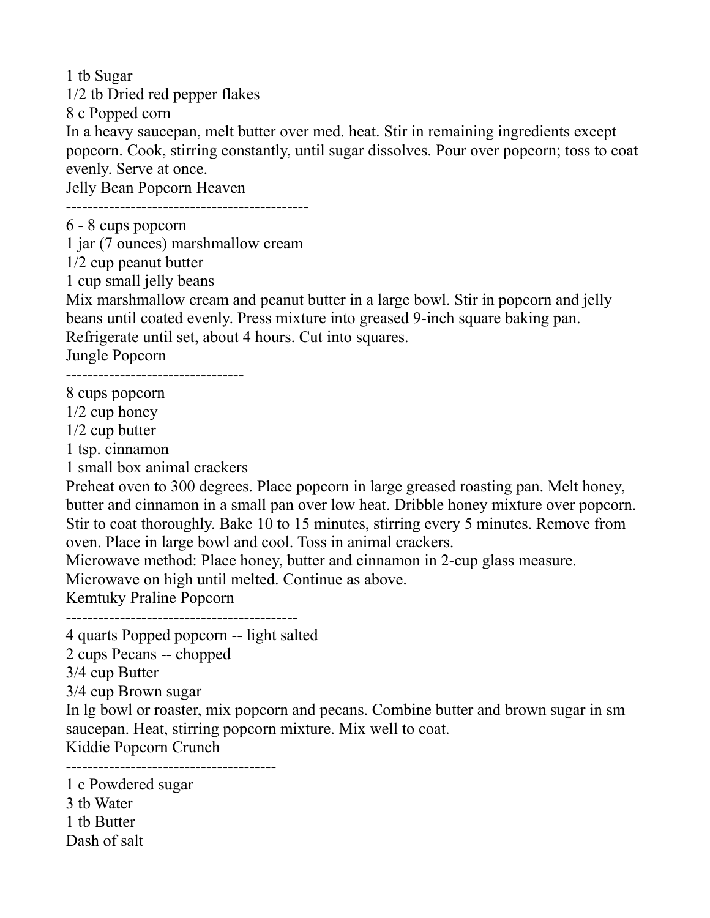1 tb Sugar
1/2 tb Dried red pepper flakes
8 c Popped corn
In a heavy saucepan, melt butter over med. heat. Stir in remaining ingredients except popcorn. Cook, stirring constantly, until sugar dissolves. Pour over popcorn; toss to coat evenly. Serve at once.

## Jelly Bean Popcorn Heaven

---

6 - 8 cups popcorn
1 jar (7 ounces) marshmallow cream
1/2 cup peanut butter
1 cup small jelly beans
Mix marshmallow cream and peanut butter in a large bowl. Stir in popcorn and jelly beans until coated evenly. Press mixture into greased 9-inch square baking pan. Refrigerate until set, about 4 hours. Cut into squares.

## Jungle Popcorn

---

8 cups popcorn
1/2 cup honey
1/2 cup butter
1 tsp. cinnamon
1 small box animal crackers
Preheat oven to 300 degrees. Place popcorn in large greased roasting pan. Melt honey, butter and cinnamon in a small pan over low heat. Dribble honey mixture over popcorn. Stir to coat thoroughly. Bake 10 to 15 minutes, stirring every 5 minutes. Remove from oven. Place in large bowl and cool. Toss in animal crackers.
Microwave method: Place honey, butter and cinnamon in 2-cup glass measure. Microwave on high until melted. Continue as above.

## Kemtuky Praline Popcorn

---

4 quarts Popped popcorn -- light salted
2 cups Pecans -- chopped
3/4 cup Butter
3/4 cup Brown sugar
In lg bowl or roaster, mix popcorn and pecans. Combine butter and brown sugar in sm saucepan. Heat, stirring popcorn mixture. Mix well to coat.

## Kiddie Popcorn Crunch

---

1 c Powdered sugar
3 tb Water
1 tb Butter
Dash of salt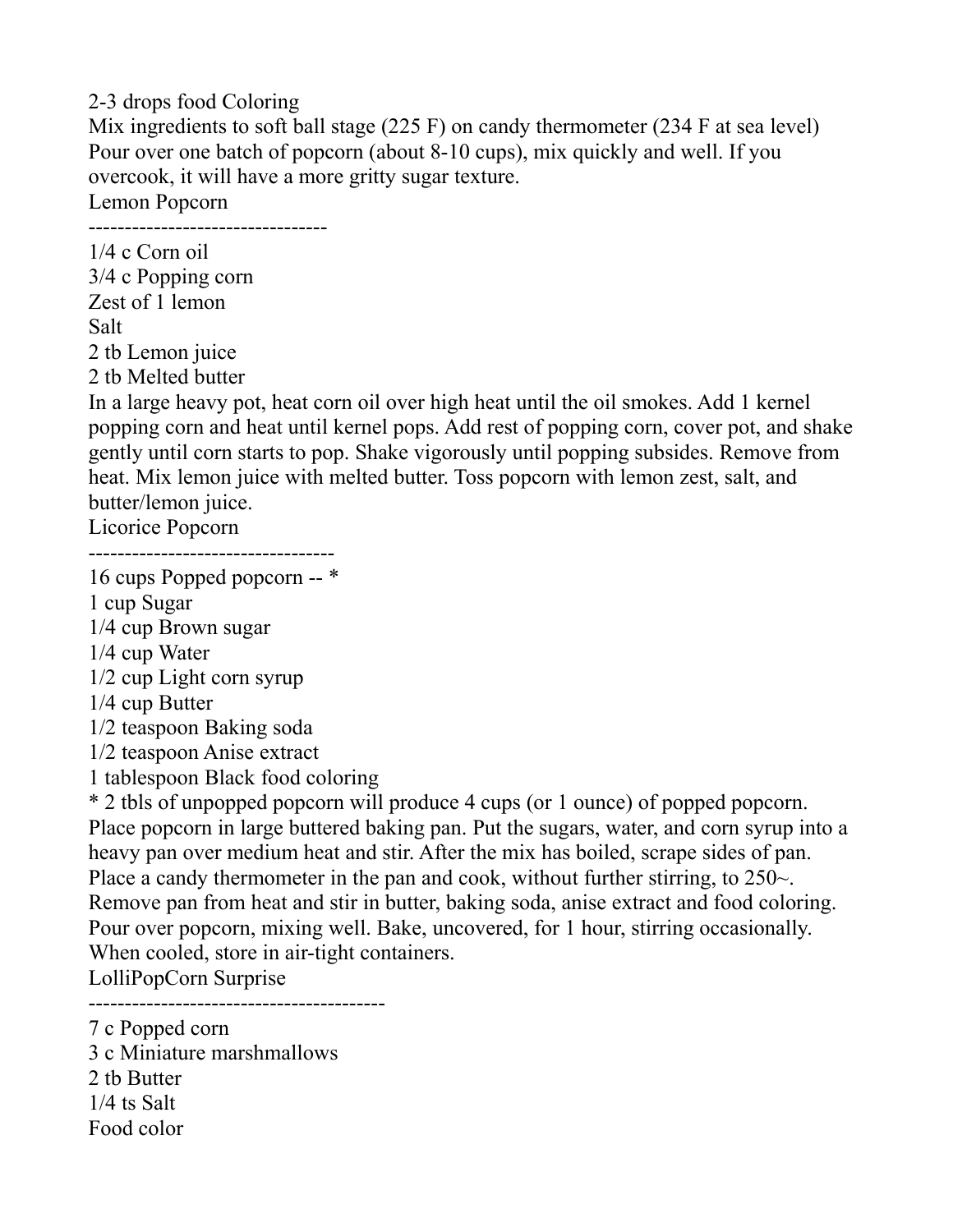2-3 drops food Coloring
Mix ingredients to soft ball stage (225 F) on candy thermometer (234 F at sea level)
Pour over one batch of popcorn (about 8-10 cups), mix quickly and well. If you overcook, it will have a more gritty sugar texture.

## Lemon Popcorn

---------------------------------

1/4 c Corn oil
3/4 c Popping corn
Zest of 1 lemon
Salt
2 tb Lemon juice
2 tb Melted butter

In a large heavy pot, heat corn oil over high heat until the oil smokes. Add 1 kernel popping corn and heat until kernel pops. Add rest of popping corn, cover pot, and shake gently until corn starts to pop. Shake vigorously until popping subsides. Remove from heat. Mix lemon juice with melted butter. Toss popcorn with lemon zest, salt, and butter/lemon juice.

## Licorice Popcorn

----------------------------------

16 cups Popped popcorn -- *
1 cup Sugar
1/4 cup Brown sugar
1/4 cup Water
1/2 cup Light corn syrup
1/4 cup Butter
1/2 teaspoon Baking soda
1/2 teaspoon Anise extract
1 tablespoon Black food coloring
* 2 tbls of unpopped popcorn will produce 4 cups (or 1 ounce) of popped popcorn.

Place popcorn in large buttered baking pan. Put the sugars, water, and corn syrup into a heavy pan over medium heat and stir. After the mix has boiled, scrape sides of pan. Place a candy thermometer in the pan and cook, without further stirring, to 250~. Remove pan from heat and stir in butter, baking soda, anise extract and food coloring. Pour over popcorn, mixing well. Bake, uncovered, for 1 hour, stirring occasionally. When cooled, store in air-tight containers.

## LolliPopCorn Surprise

-----------------------------------------

7 c Popped corn
3 c Miniature marshmallows
2 tb Butter
1/4 ts Salt
Food color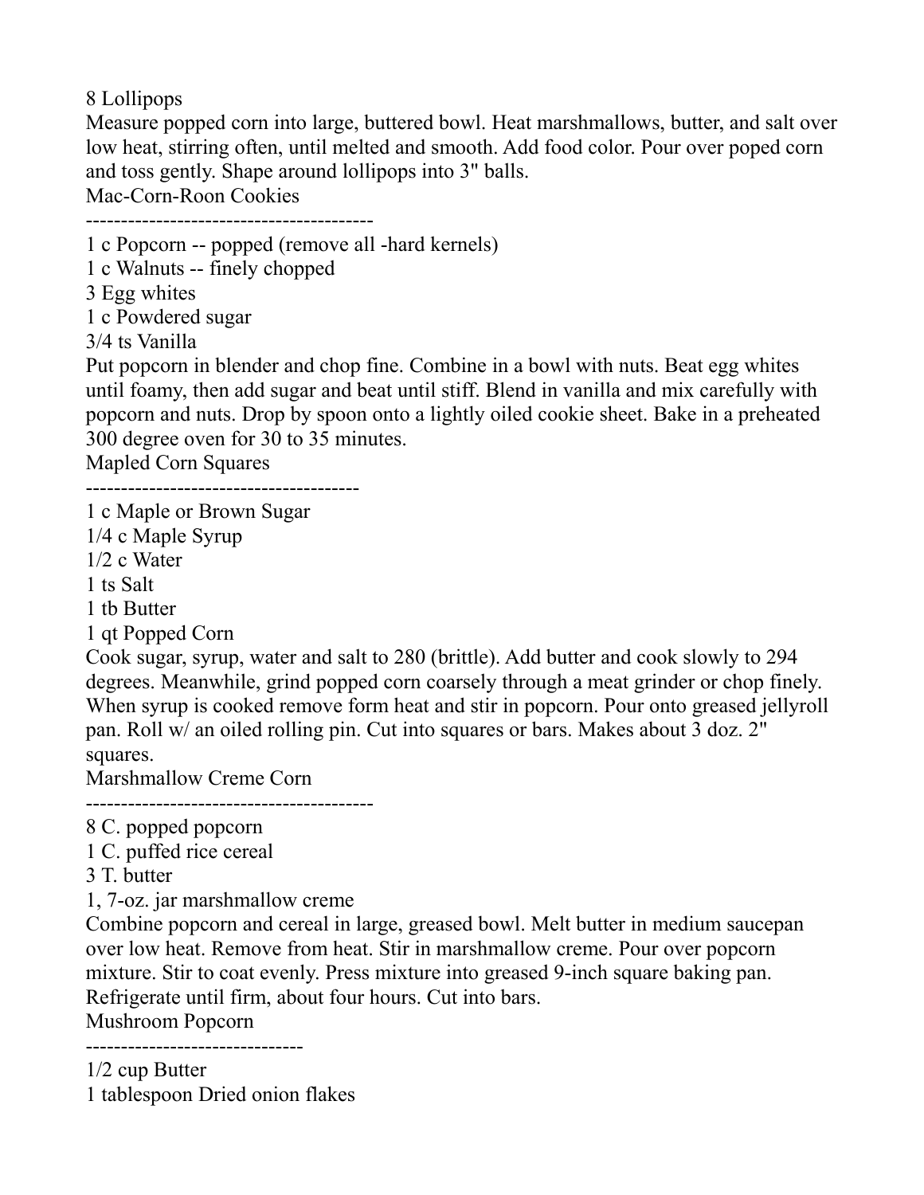8 Lollipops

Measure popped corn into large, buttered bowl. Heat marshmallows, butter, and salt over low heat, stirring often, until melted and smooth. Add food color. Pour over poped corn and toss gently. Shape around lollipops into 3" balls.

## Mac-Corn-Roon Cookies

----------------------------------------

1 c Popcorn -- popped (remove all -hard kernels)
1 c Walnuts -- finely chopped
3 Egg whites
1 c Powdered sugar
3/4 ts Vanilla

Put popcorn in blender and chop fine. Combine in a bowl with nuts. Beat egg whites until foamy, then add sugar and beat until stiff. Blend in vanilla and mix carefully with popcorn and nuts. Drop by spoon onto a lightly oiled cookie sheet. Bake in a preheated 300 degree oven for 30 to 35 minutes.

## Mapled Corn Squares

--------------------------------------

1 c Maple or Brown Sugar
1/4 c Maple Syrup
1/2 c Water
1 ts Salt
1 tb Butter
1 qt Popped Corn

Cook sugar, syrup, water and salt to 280 (brittle). Add butter and cook slowly to 294 degrees. Meanwhile, grind popped corn coarsely through a meat grinder or chop finely. When syrup is cooked remove form heat and stir in popcorn. Pour onto greased jellyroll pan. Roll w/ an oiled rolling pin. Cut into squares or bars. Makes about 3 doz. 2" squares.

## Marshmallow Creme Corn

----------------------------------------

8 C. popped popcorn
1 C. puffed rice cereal
3 T. butter
1, 7-oz. jar marshmallow creme

Combine popcorn and cereal in large, greased bowl. Melt butter in medium saucepan over low heat. Remove from heat. Stir in marshmallow creme. Pour over popcorn mixture. Stir to coat evenly. Press mixture into greased 9-inch square baking pan. Refrigerate until firm, about four hours. Cut into bars.

## Mushroom Popcorn

-------------------------------

1/2 cup Butter
1 tablespoon Dried onion flakes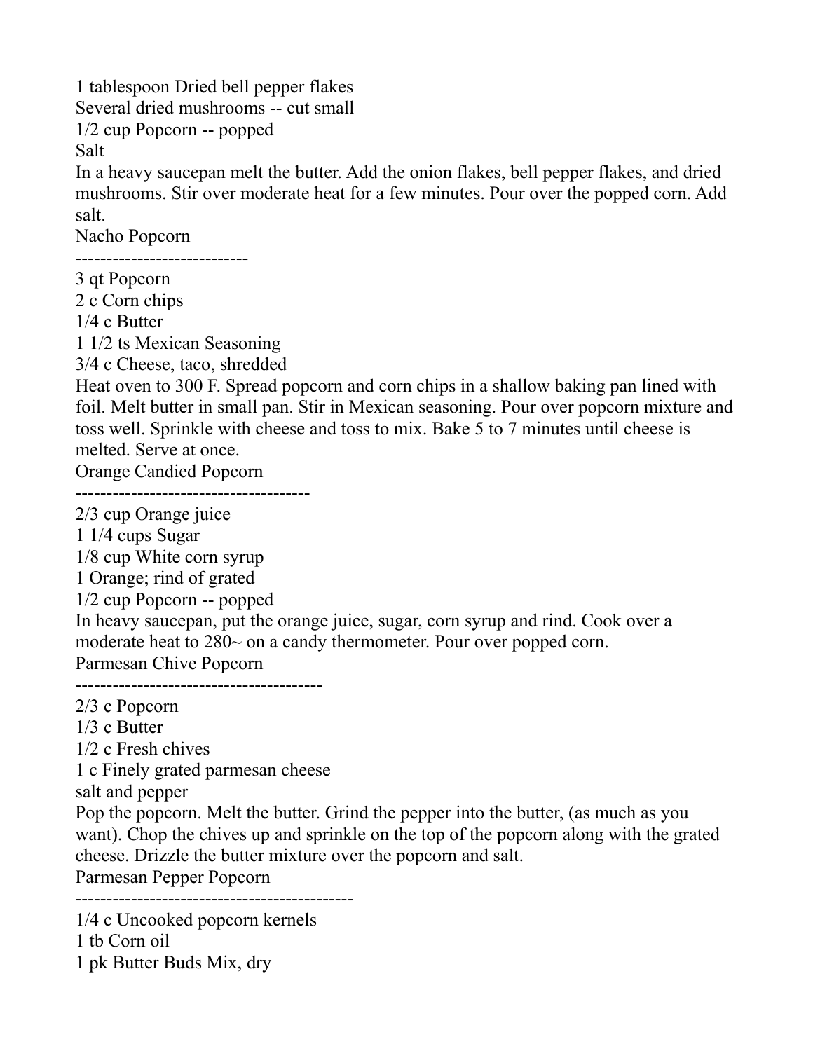1 tablespoon Dried bell pepper flakes
Several dried mushrooms -- cut small
1/2 cup Popcorn -- popped
Salt
In a heavy saucepan melt the butter. Add the onion flakes, bell pepper flakes, and dried mushrooms. Stir over moderate heat for a few minutes. Pour over the popped corn. Add salt.

## Nacho Popcorn

----------------------------

3 qt Popcorn
2 c Corn chips
1/4 c Butter
1 1/2 ts Mexican Seasoning
3/4 c Cheese, taco, shredded
Heat oven to 300 F. Spread popcorn and corn chips in a shallow baking pan lined with foil. Melt butter in small pan. Stir in Mexican seasoning. Pour over popcorn mixture and toss well. Sprinkle with cheese and toss to mix. Bake 5 to 7 minutes until cheese is melted. Serve at once.

## Orange Candied Popcorn

--------------------------------------

2/3 cup Orange juice
1 1/4 cups Sugar
1/8 cup White corn syrup
1 Orange; rind of grated
1/2 cup Popcorn -- popped
In heavy saucepan, put the orange juice, sugar, corn syrup and rind. Cook over a moderate heat to 280~ on a candy thermometer. Pour over popped corn.

## Parmesan Chive Popcorn

----------------------------------------

2/3 c Popcorn
1/3 c Butter
1/2 c Fresh chives
1 c Finely grated parmesan cheese
salt and pepper
Pop the popcorn. Melt the butter. Grind the pepper into the butter, (as much as you want). Chop the chives up and sprinkle on the top of the popcorn along with the grated cheese. Drizzle the butter mixture over the popcorn and salt.

## Parmesan Pepper Popcorn

---------------------------------------------

1/4 c Uncooked popcorn kernels
1 tb Corn oil
1 pk Butter Buds Mix, dry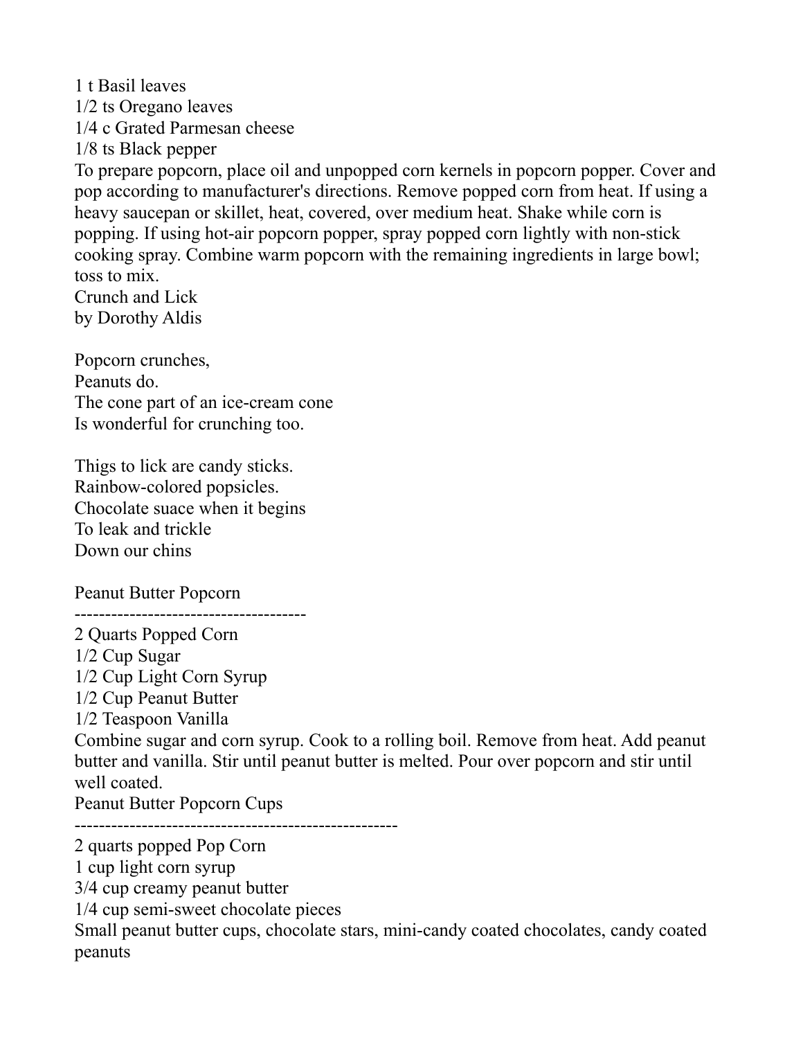1 t Basil leaves
1/2 ts Oregano leaves
1/4 c Grated Parmesan cheese
1/8 ts Black pepper

To prepare popcorn, place oil and unpopped corn kernels in popcorn popper. Cover and pop according to manufacturer's directions. Remove popped corn from heat. If using a heavy saucepan or skillet, heat, covered, over medium heat. Shake while corn is popping. If using hot-air popcorn popper, spray popped corn lightly with non-stick cooking spray. Combine warm popcorn with the remaining ingredients in large bowl; toss to mix.

Crunch and Lick
by Dorothy Aldis

Popcorn crunches,
Peanuts do.
The cone part of an ice-cream cone
Is wonderful for crunching too.

Thigs to lick are candy sticks.
Rainbow-colored popsicles.
Chocolate suace when it begins
To leak and trickle
Down our chins

Peanut Butter Popcorn
--------------------------------------
2 Quarts Popped Corn
1/2 Cup Sugar
1/2 Cup Light Corn Syrup
1/2 Cup Peanut Butter
1/2 Teaspoon Vanilla

Combine sugar and corn syrup. Cook to a rolling boil. Remove from heat. Add peanut butter and vanilla. Stir until peanut butter is melted. Pour over popcorn and stir until well coated.

Peanut Butter Popcorn Cups
----------------------------------------------------
2 quarts popped Pop Corn
1 cup light corn syrup
3/4 cup creamy peanut butter
1/4 cup semi-sweet chocolate pieces
Small peanut butter cups, chocolate stars, mini-candy coated chocolates, candy coated peanuts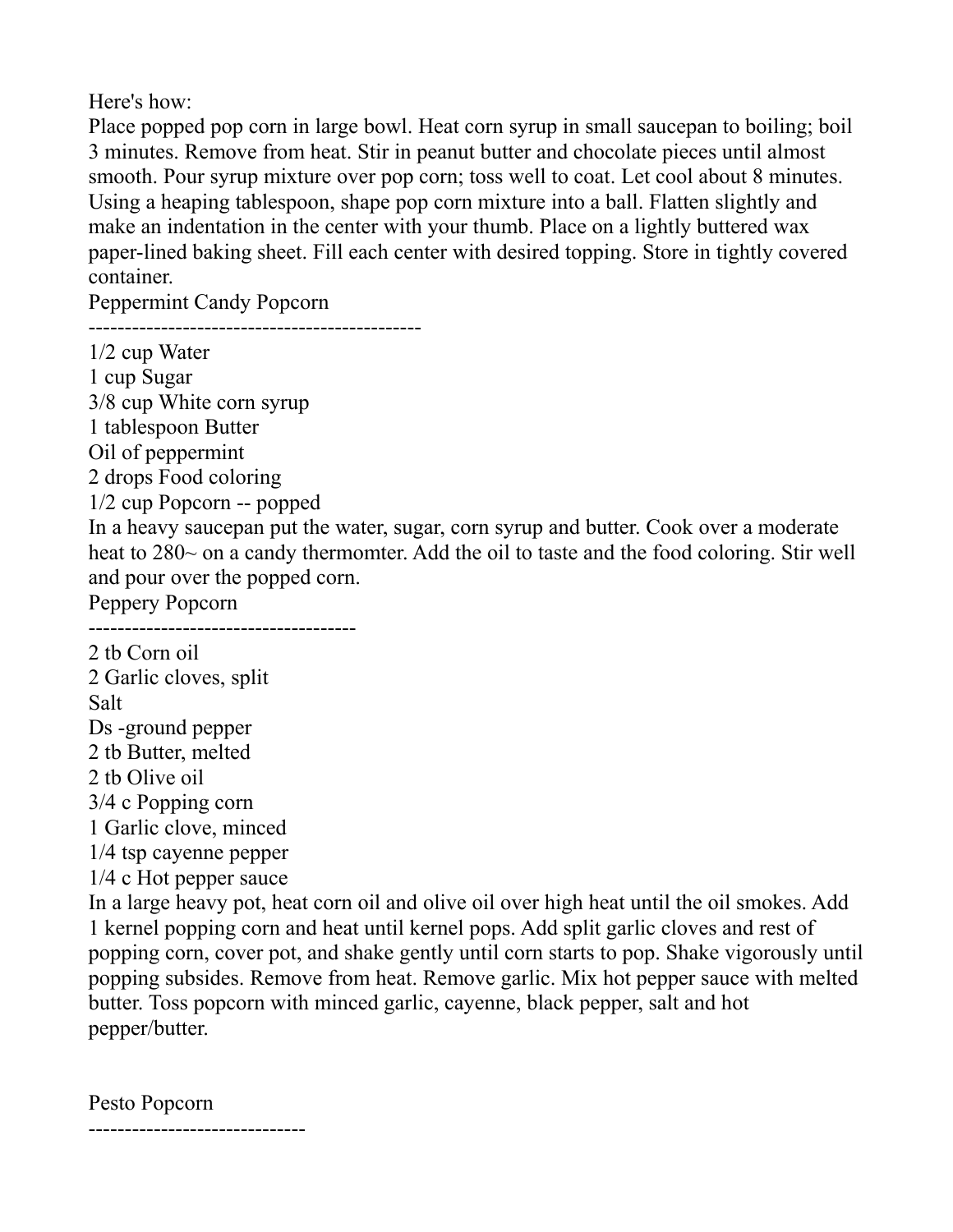Here's how:

Place popped pop corn in large bowl. Heat corn syrup in small saucepan to boiling; boil 3 minutes. Remove from heat. Stir in peanut butter and chocolate pieces until almost smooth. Pour syrup mixture over pop corn; toss well to coat. Let cool about 8 minutes. Using a heaping tablespoon, shape pop corn mixture into a ball. Flatten slightly and make an indentation in the center with your thumb. Place on a lightly buttered wax paper-lined baking sheet. Fill each center with desired topping. Store in tightly covered container.

## Peppermint Candy Popcorn

1/2 cup Water
1 cup Sugar
3/8 cup White corn syrup
1 tablespoon Butter
Oil of peppermint
2 drops Food coloring
1/2 cup Popcorn -- popped

In a heavy saucepan put the water, sugar, corn syrup and butter. Cook over a moderate heat to 280~ on a candy thermomter. Add the oil to taste and the food coloring. Stir well and pour over the popped corn.

## Peppery Popcorn

2 tb Corn oil
2 Garlic cloves, split
Salt
Ds -ground pepper
2 tb Butter, melted
2 tb Olive oil
3/4 c Popping corn
1 Garlic clove, minced
1/4 tsp cayenne pepper
1/4 c Hot pepper sauce

In a large heavy pot, heat corn oil and olive oil over high heat until the oil smokes. Add 1 kernel popping corn and heat until kernel pops. Add split garlic cloves and rest of popping corn, cover pot, and shake gently until corn starts to pop. Shake vigorously until popping subsides. Remove from heat. Remove garlic. Mix hot pepper sauce with melted butter. Toss popcorn with minced garlic, cayenne, black pepper, salt and hot pepper/butter.

## Pesto Popcorn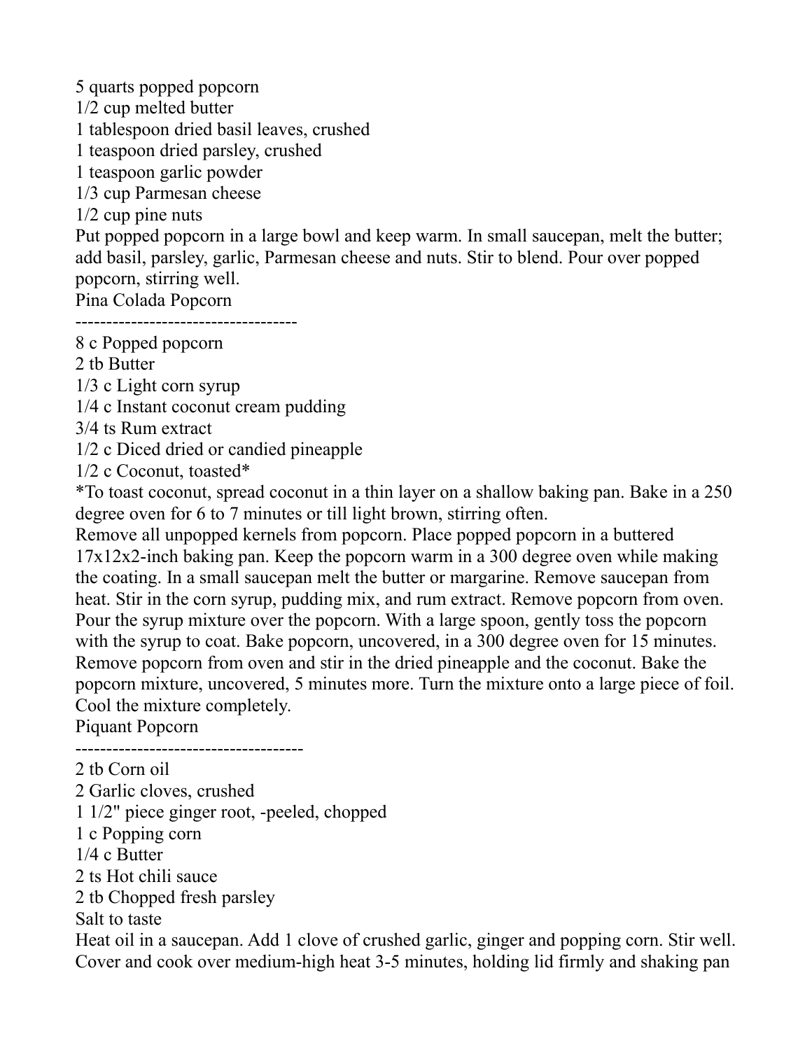5 quarts popped popcorn
1/2 cup melted butter
1 tablespoon dried basil leaves, crushed
1 teaspoon dried parsley, crushed
1 teaspoon garlic powder
1/3 cup Parmesan cheese
1/2 cup pine nuts
Put popped popcorn in a large bowl and keep warm. In small saucepan, melt the butter; add basil, parsley, garlic, Parmesan cheese and nuts. Stir to blend. Pour over popped popcorn, stirring well.

## Pina Colada Popcorn

------------------------------------

8 c Popped popcorn
2 tb Butter
1/3 c Light corn syrup
1/4 c Instant coconut cream pudding
3/4 ts Rum extract
1/2 c Diced dried or candied pineapple
1/2 c Coconut, toasted*
*To toast coconut, spread coconut in a thin layer on a shallow baking pan. Bake in a 250 degree oven for 6 to 7 minutes or till light brown, stirring often.
Remove all unpopped kernels from popcorn. Place popped popcorn in a buttered 17x12x2-inch baking pan. Keep the popcorn warm in a 300 degree oven while making the coating. In a small saucepan melt the butter or margarine. Remove saucepan from heat. Stir in the corn syrup, pudding mix, and rum extract. Remove popcorn from oven. Pour the syrup mixture over the popcorn. With a large spoon, gently toss the popcorn with the syrup to coat. Bake popcorn, uncovered, in a 300 degree oven for 15 minutes. Remove popcorn from oven and stir in the dried pineapple and the coconut. Bake the popcorn mixture, uncovered, 5 minutes more. Turn the mixture onto a large piece of foil. Cool the mixture completely.

## Piquant Popcorn

-------------------------------------

2 tb Corn oil
2 Garlic cloves, crushed
1 1/2" piece ginger root, -peeled, chopped
1 c Popping corn
1/4 c Butter
2 ts Hot chili sauce
2 tb Chopped fresh parsley
Salt to taste
Heat oil in a saucepan. Add 1 clove of crushed garlic, ginger and popping corn. Stir well. Cover and cook over medium-high heat 3-5 minutes, holding lid firmly and shaking pan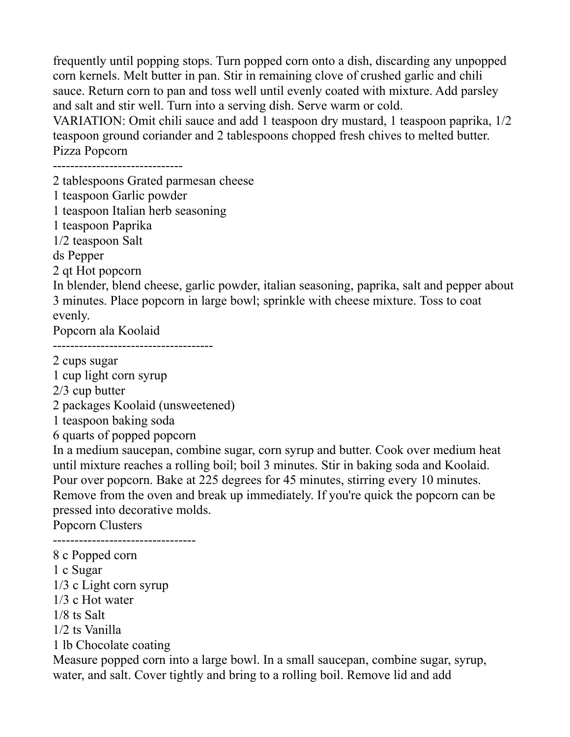frequently until popping stops. Turn popped corn onto a dish, discarding any unpopped corn kernels. Melt butter in pan. Stir in remaining clove of crushed garlic and chili sauce. Return corn to pan and toss well until evenly coated with mixture. Add parsley and salt and stir well. Turn into a serving dish. Serve warm or cold.

VARIATION: Omit chili sauce and add 1 teaspoon dry mustard, 1 teaspoon paprika, 1/2 teaspoon ground coriander and 2 tablespoons chopped fresh chives to melted butter.

## Pizza Popcorn

------------------------------

2 tablespoons Grated parmesan cheese
1 teaspoon Garlic powder
1 teaspoon Italian herb seasoning
1 teaspoon Paprika
1/2 teaspoon Salt
ds Pepper
2 qt Hot popcorn

In blender, blend cheese, garlic powder, italian seasoning, paprika, salt and pepper about 3 minutes. Place popcorn in large bowl; sprinkle with cheese mixture. Toss to coat evenly.

## Popcorn ala Koolaid

-------------------------------------

2 cups sugar
1 cup light corn syrup
2/3 cup butter
2 packages Koolaid (unsweetened)
1 teaspoon baking soda
6 quarts of popped popcorn

In a medium saucepan, combine sugar, corn syrup and butter. Cook over medium heat until mixture reaches a rolling boil; boil 3 minutes. Stir in baking soda and Koolaid. Pour over popcorn. Bake at 225 degrees for 45 minutes, stirring every 10 minutes. Remove from the oven and break up immediately. If you're quick the popcorn can be pressed into decorative molds.

## Popcorn Clusters

---------------------------------

8 c Popped corn
1 c Sugar
1/3 c Light corn syrup
1/3 c Hot water
1/8 ts Salt
1/2 ts Vanilla
1 lb Chocolate coating

Measure popped corn into a large bowl. In a small saucepan, combine sugar, syrup, water, and salt. Cover tightly and bring to a rolling boil. Remove lid and add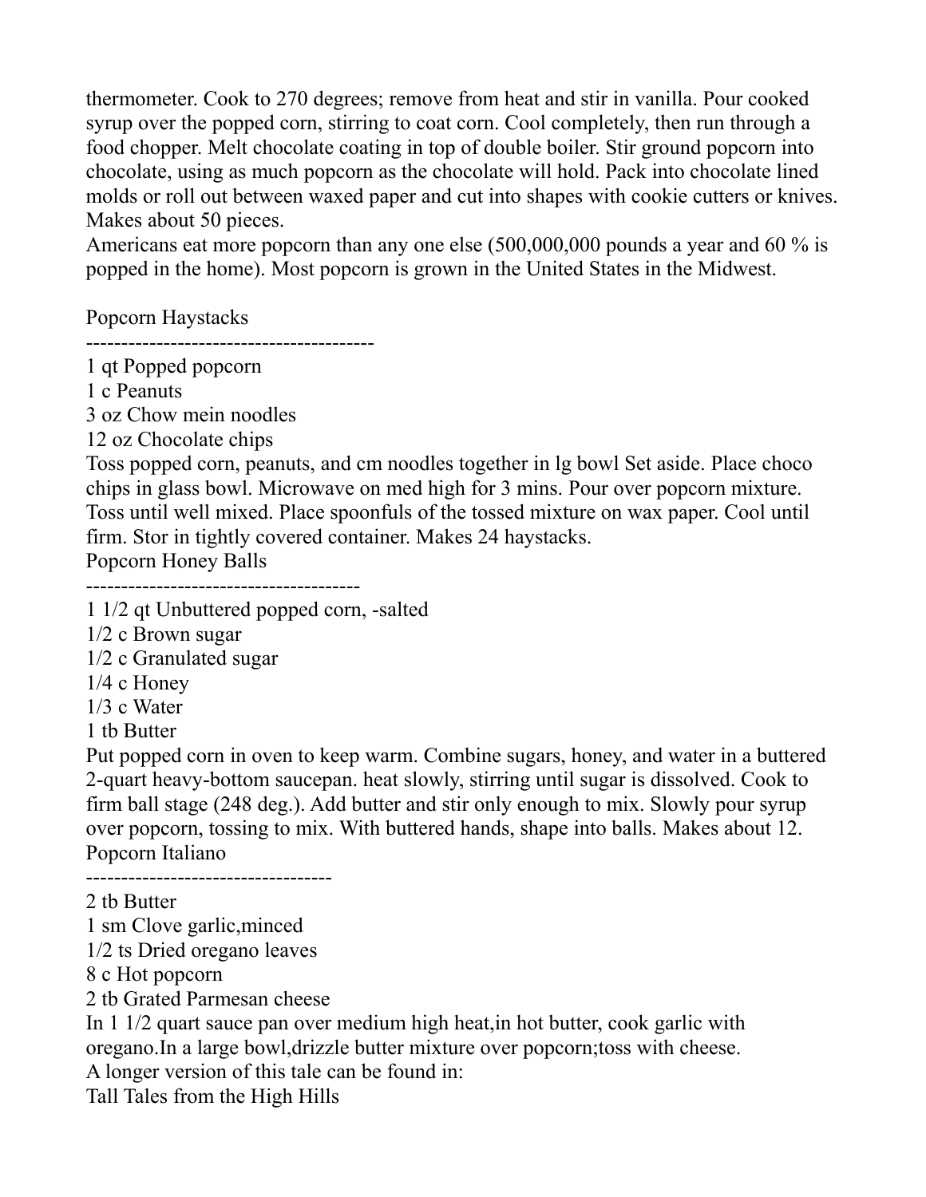thermometer. Cook to 270 degrees; remove from heat and stir in vanilla. Pour cooked syrup over the popped corn, stirring to coat corn. Cool completely, then run through a food chopper. Melt chocolate coating in top of double boiler. Stir ground popcorn into chocolate, using as much popcorn as the chocolate will hold. Pack into chocolate lined molds or roll out between waxed paper and cut into shapes with cookie cutters or knives. Makes about 50 pieces.

Americans eat more popcorn than any one else (500,000,000 pounds a year and 60 % is popped in the home). Most popcorn is grown in the United States in the Midwest.

## Popcorn Haystacks

-----------------------------------------

1 qt Popped popcorn
1 c Peanuts
3 oz Chow mein noodles
12 oz Chocolate chips

Toss popped corn, peanuts, and cm noodles together in lg bowl Set aside. Place choco chips in glass bowl. Microwave on med high for 3 mins. Pour over popcorn mixture. Toss until well mixed. Place spoonfuls of the tossed mixture on wax paper. Cool until firm. Stor in tightly covered container. Makes 24 haystacks.

## Popcorn Honey Balls

---------------------------------------

1 1/2 qt Unbuttered popped corn, -salted
1/2 c Brown sugar
1/2 c Granulated sugar
1/4 c Honey
1/3 c Water
1 tb Butter

Put popped corn in oven to keep warm. Combine sugars, honey, and water in a buttered 2-quart heavy-bottom saucepan. heat slowly, stirring until sugar is dissolved. Cook to firm ball stage (248 deg.). Add butter and stir only enough to mix. Slowly pour syrup over popcorn, tossing to mix. With buttered hands, shape into balls. Makes about 12.

## Popcorn Italiano

-----------------------------------

2 tb Butter
1 sm Clove garlic,minced
1/2 ts Dried oregano leaves
8 c Hot popcorn
2 tb Grated Parmesan cheese

In 1 1/2 quart sauce pan over medium high heat,in hot butter, cook garlic with oregano.In a large bowl,drizzle butter mixture over popcorn;toss with cheese.

A longer version of this tale can be found in:
Tall Tales from the High Hills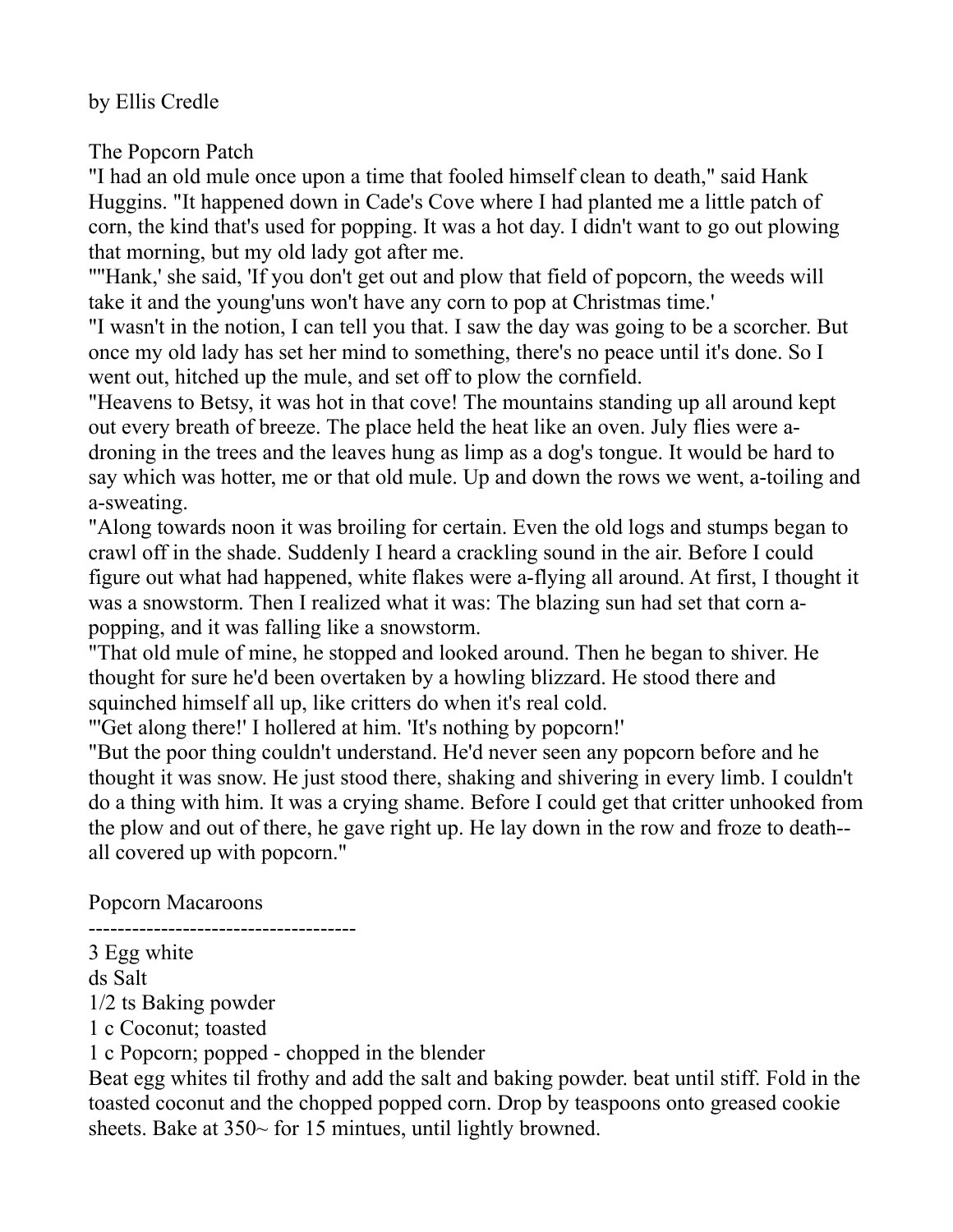by Ellis Credle

The Popcorn Patch

"I had an old mule once upon a time that fooled himself clean to death," said Hank Huggins. "It happened down in Cade's Cove where I had planted me a little patch of corn, the kind that's used for popping. It was a hot day. I didn't want to go out plowing that morning, but my old lady got after me.

""Hank,' she said, 'If you don't get out and plow that field of popcorn, the weeds will take it and the young'uns won't have any corn to pop at Christmas time.'

"I wasn't in the notion, I can tell you that. I saw the day was going to be a scorcher. But once my old lady has set her mind to something, there's no peace until it's done. So I went out, hitched up the mule, and set off to plow the cornfield.

"Heavens to Betsy, it was hot in that cove! The mountains standing up all around kept out every breath of breeze. The place held the heat like an oven. July flies were a-droning in the trees and the leaves hung as limp as a dog's tongue. It would be hard to say which was hotter, me or that old mule. Up and down the rows we went, a-toiling and a-sweating.

"Along towards noon it was broiling for certain. Even the old logs and stumps began to crawl off in the shade. Suddenly I heard a crackling sound in the air. Before I could figure out what had happened, white flakes were a-flying all around. At first, I thought it was a snowstorm. Then I realized what it was: The blazing sun had set that corn a-popping, and it was falling like a snowstorm.

"That old mule of mine, he stopped and looked around. Then he began to shiver. He thought for sure he'd been overtaken by a howling blizzard. He stood there and squinched himself all up, like critters do when it's real cold.

"'Get along there!' I hollered at him. 'It's nothing by popcorn!'

"But the poor thing couldn't understand. He'd never seen any popcorn before and he thought it was snow. He just stood there, shaking and shivering in every limb. I couldn't do a thing with him. It was a crying shame. Before I could get that critter unhooked from the plow and out of there, he gave right up. He lay down in the row and froze to death--all covered up with popcorn."

Popcorn Macaroons

------------------------------------

3 Egg white

ds Salt

1/2 ts Baking powder

1 c Coconut; toasted

1 c Popcorn; popped - chopped in the blender

Beat egg whites til frothy and add the salt and baking powder. beat until stiff. Fold in the toasted coconut and the chopped popped corn. Drop by teaspoons onto greased cookie sheets. Bake at 350~ for 15 mintues, until lightly browned.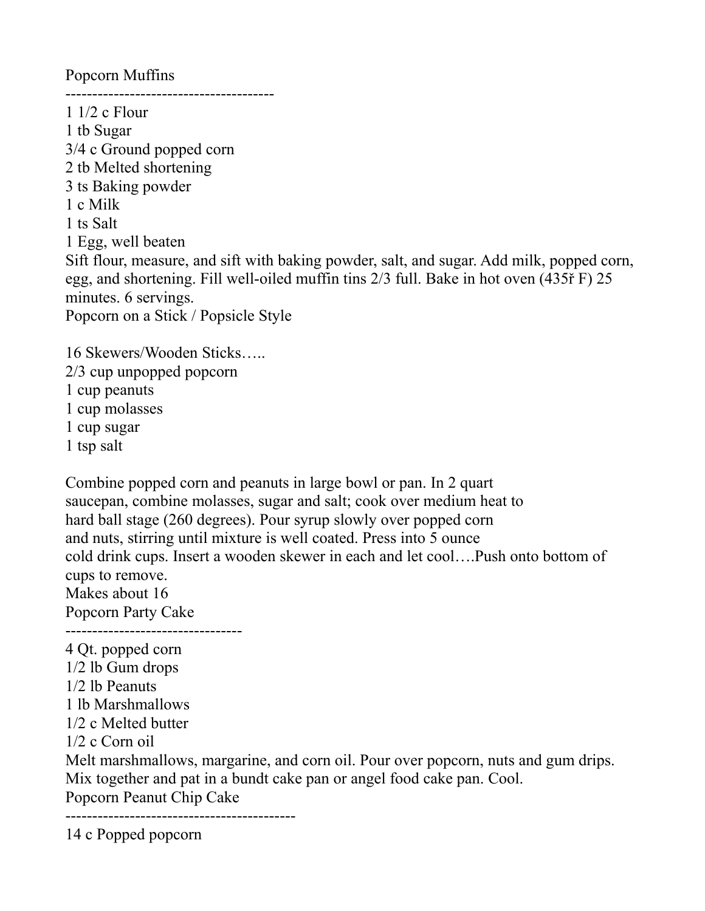Popcorn Muffins

---

1 1/2 c Flour
1 tb Sugar
3/4 c Ground popped corn
2 tb Melted shortening
3 ts Baking powder
1 c Milk
1 ts Salt
1 Egg, well beaten
Sift flour, measure, and sift with baking powder, salt, and sugar. Add milk, popped corn, egg, and shortening. Fill well-oiled muffin tins 2/3 full. Bake in hot oven (435ř F) 25 minutes. 6 servings.
Popcorn on a Stick / Popsicle Style

16 Skewers/Wooden Sticks…..
2/3 cup unpopped popcorn
1 cup peanuts
1 cup molasses
1 cup sugar
1 tsp salt

Combine popped corn and peanuts in large bowl or pan. In 2 quart saucepan, combine molasses, sugar and salt; cook over medium heat to hard ball stage (260 degrees). Pour syrup slowly over popped corn and nuts, stirring until mixture is well coated. Press into 5 ounce cold drink cups. Insert a wooden skewer in each and let cool….Push onto bottom of cups to remove.
Makes about 16
Popcorn Party Cake

---

4 Qt. popped corn
1/2 lb Gum drops
1/2 lb Peanuts
1 lb Marshmallows
1/2 c Melted butter
1/2 c Corn oil
Melt marshmallows, margarine, and corn oil. Pour over popcorn, nuts and gum drips. Mix together and pat in a bundt cake pan or angel food cake pan. Cool.
Popcorn Peanut Chip Cake

---

14 c Popped popcorn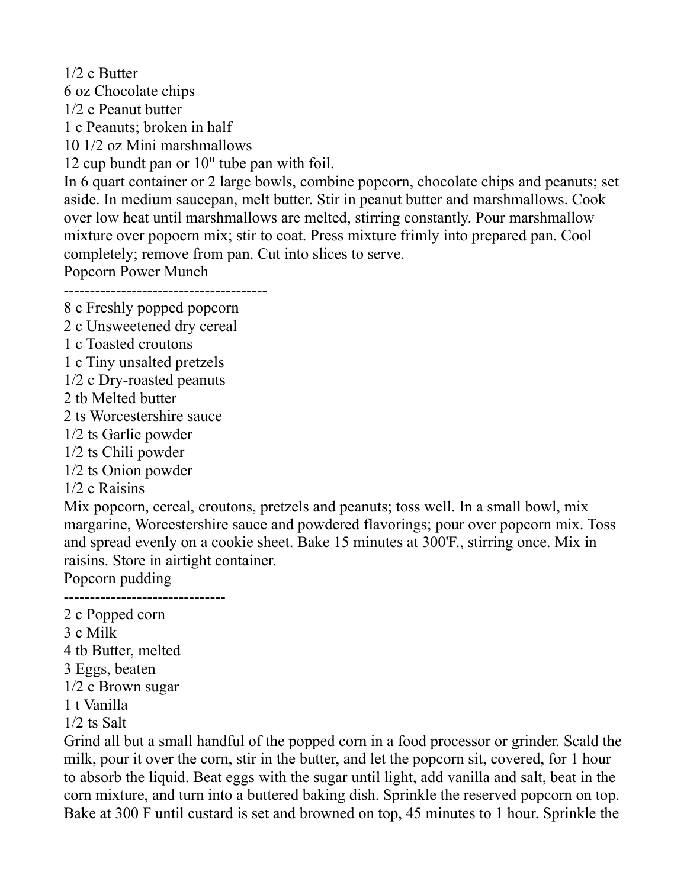1/2 c Butter
6 oz Chocolate chips
1/2 c Peanut butter
1 c Peanuts; broken in half
10 1/2 oz Mini marshmallows
12 cup bundt pan or 10" tube pan with foil.

In 6 quart container or 2 large bowls, combine popcorn, chocolate chips and peanuts; set aside. In medium saucepan, melt butter. Stir in peanut butter and marshmallows. Cook over low heat until marshmallows are melted, stirring constantly. Pour marshmallow mixture over popocrn mix; stir to coat. Press mixture frimly into prepared pan. Cool completely; remove from pan. Cut into slices to serve.

Popcorn Power Munch

--------------------------------------

8 c Freshly popped popcorn
2 c Unsweetened dry cereal
1 c Toasted croutons
1 c Tiny unsalted pretzels
1/2 c Dry-roasted peanuts
2 tb Melted butter
2 ts Worcestershire sauce
1/2 ts Garlic powder
1/2 ts Chili powder
1/2 ts Onion powder
1/2 c Raisins

Mix popcorn, cereal, croutons, pretzels and peanuts; toss well. In a small bowl, mix margarine, Worcestershire sauce and powdered flavorings; pour over popcorn mix. Toss and spread evenly on a cookie sheet. Bake 15 minutes at 300'F., stirring once. Mix in raisins. Store in airtight container.

Popcorn pudding

-------------------------------

2 c Popped corn
3 c Milk
4 tb Butter, melted
3 Eggs, beaten
1/2 c Brown sugar
1 t Vanilla
1/2 ts Salt

Grind all but a small handful of the popped corn in a food processor or grinder. Scald the milk, pour it over the corn, stir in the butter, and let the popcorn sit, covered, for 1 hour to absorb the liquid. Beat eggs with the sugar until light, add vanilla and salt, beat in the corn mixture, and turn into a buttered baking dish. Sprinkle the reserved popcorn on top. Bake at 300 F until custard is set and browned on top, 45 minutes to 1 hour. Sprinkle the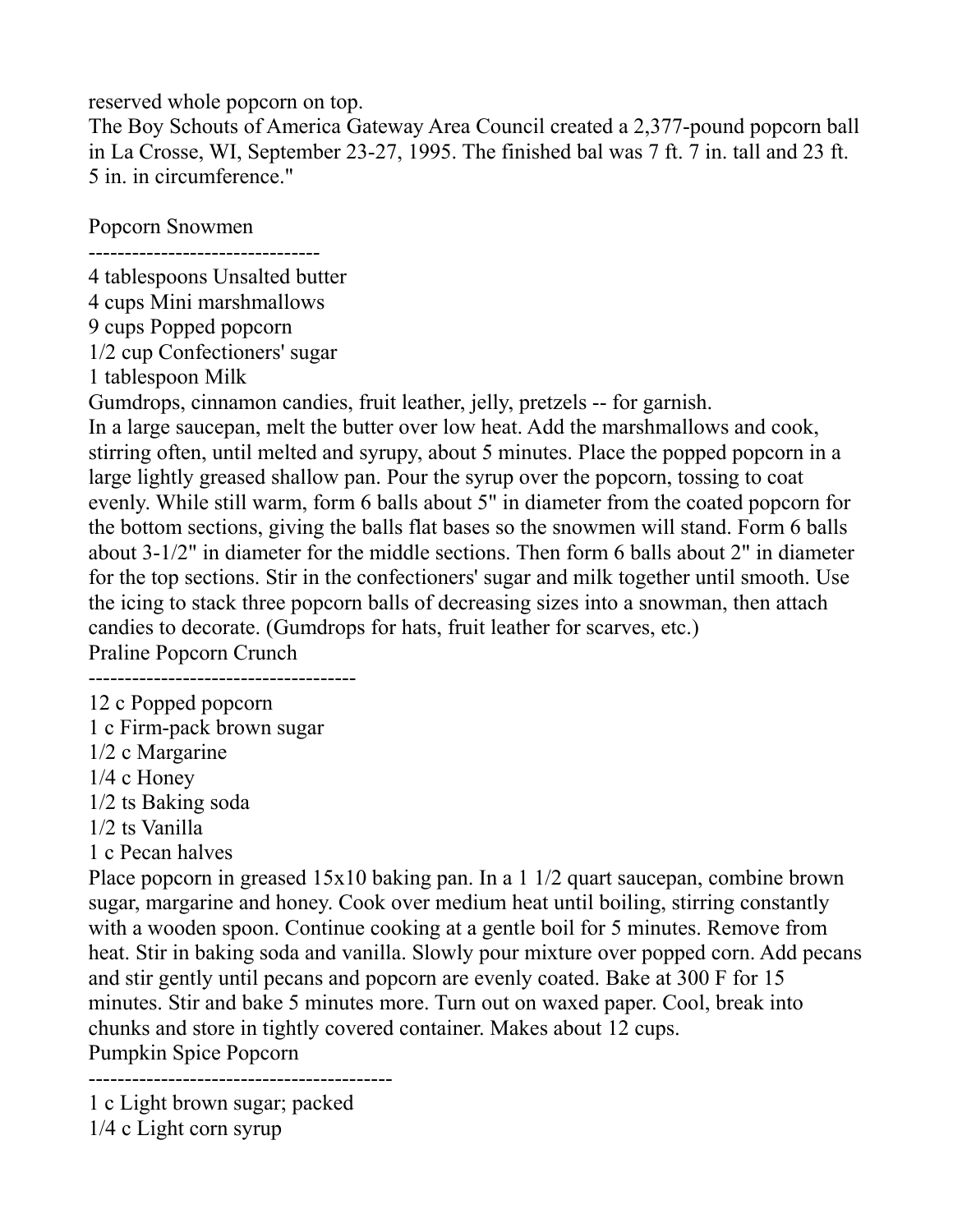reserved whole popcorn on top.

The Boy Schouts of America Gateway Area Council created a 2,377-pound popcorn ball in La Crosse, WI, September 23-27, 1995. The finished bal was 7 ft. 7 in. tall and 23 ft. 5 in. in circumference."

## Popcorn Snowmen

--------------------------------

4 tablespoons Unsalted butter
4 cups Mini marshmallows
9 cups Popped popcorn
1/2 cup Confectioners' sugar
1 tablespoon Milk
Gumdrops, cinnamon candies, fruit leather, jelly, pretzels -- for garnish.

In a large saucepan, melt the butter over low heat. Add the marshmallows and cook, stirring often, until melted and syrupy, about 5 minutes. Place the popped popcorn in a large lightly greased shallow pan. Pour the syrup over the popcorn, tossing to coat evenly. While still warm, form 6 balls about 5" in diameter from the coated popcorn for the bottom sections, giving the balls flat bases so the snowmen will stand. Form 6 balls about 3-1/2" in diameter for the middle sections. Then form 6 balls about 2" in diameter for the top sections. Stir in the confectioners' sugar and milk together until smooth. Use the icing to stack three popcorn balls of decreasing sizes into a snowman, then attach candies to decorate. (Gumdrops for hats, fruit leather for scarves, etc.)

## Praline Popcorn Crunch

------------------------------------

12 c Popped popcorn
1 c Firm-pack brown sugar
1/2 c Margarine
1/4 c Honey
1/2 ts Baking soda
1/2 ts Vanilla
1 c Pecan halves

Place popcorn in greased 15x10 baking pan. In a 1 1/2 quart saucepan, combine brown sugar, margarine and honey. Cook over medium heat until boiling, stirring constantly with a wooden spoon. Continue cooking at a gentle boil for 5 minutes. Remove from heat. Stir in baking soda and vanilla. Slowly pour mixture over popped corn. Add pecans and stir gently until pecans and popcorn are evenly coated. Bake at 300 F for 15 minutes. Stir and bake 5 minutes more. Turn out on waxed paper. Cool, break into chunks and store in tightly covered container. Makes about 12 cups.

## Pumpkin Spice Popcorn

-----------------------------------------

1 c Light brown sugar; packed
1/4 c Light corn syrup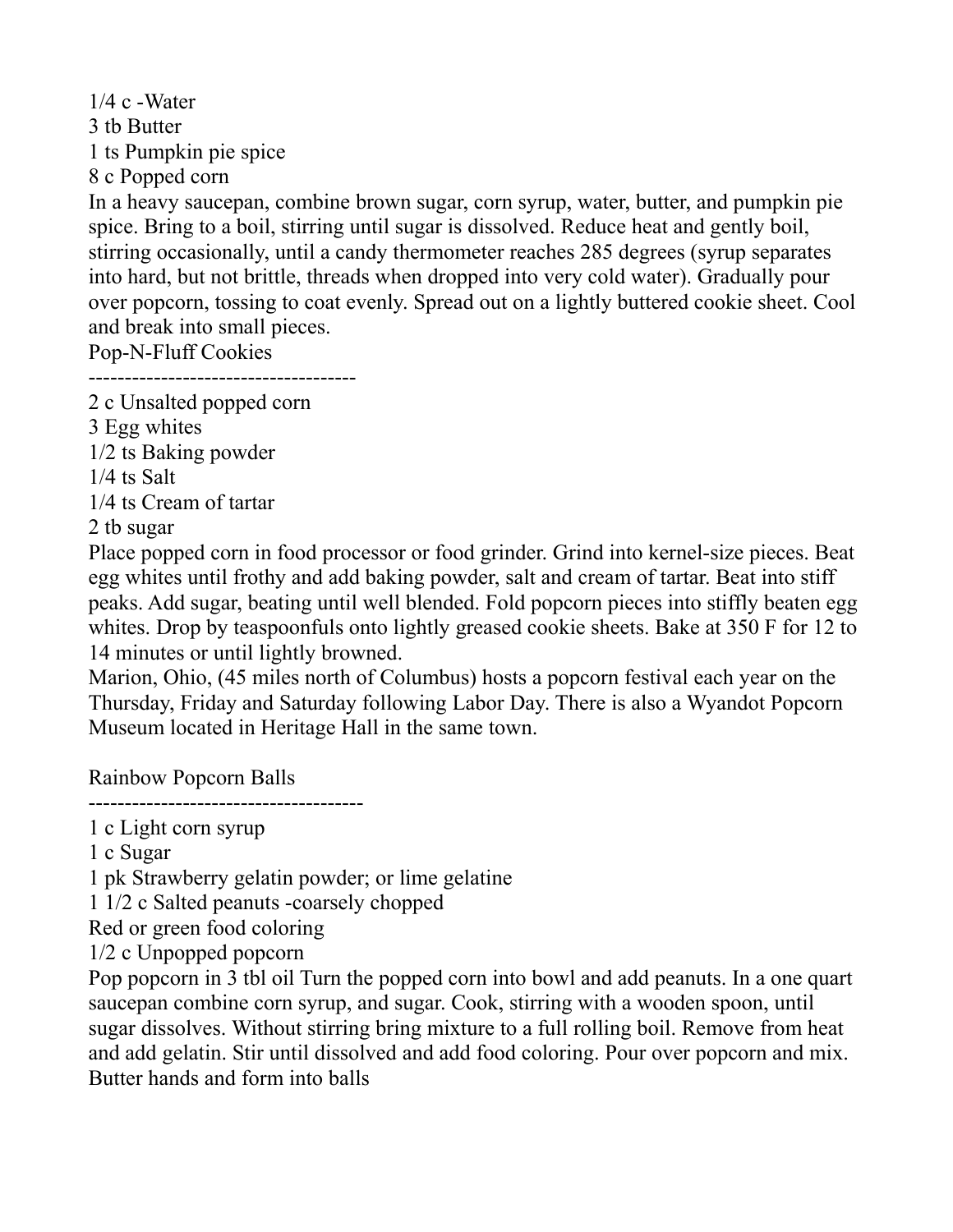1/4 c -Water
3 tb Butter
1 ts Pumpkin pie spice
8 c Popped corn

In a heavy saucepan, combine brown sugar, corn syrup, water, butter, and pumpkin pie spice. Bring to a boil, stirring until sugar is dissolved. Reduce heat and gently boil, stirring occasionally, until a candy thermometer reaches 285 degrees (syrup separates into hard, but not brittle, threads when dropped into very cold water). Gradually pour over popcorn, tossing to coat evenly. Spread out on a lightly buttered cookie sheet. Cool and break into small pieces.

Pop-N-Fluff Cookies
------------------------------------
2 c Unsalted popped corn
3 Egg whites
1/2 ts Baking powder
1/4 ts Salt
1/4 ts Cream of tartar
2 tb sugar

Place popped corn in food processor or food grinder. Grind into kernel-size pieces. Beat egg whites until frothy and add baking powder, salt and cream of tartar. Beat into stiff peaks. Add sugar, beating until well blended. Fold popcorn pieces into stiffly beaten egg whites. Drop by teaspoonfuls onto lightly greased cookie sheets. Bake at 350 F for 12 to 14 minutes or until lightly browned.

Marion, Ohio, (45 miles north of Columbus) hosts a popcorn festival each year on the Thursday, Friday and Saturday following Labor Day. There is also a Wyandot Popcorn Museum located in Heritage Hall in the same town.

Rainbow Popcorn Balls
-------------------------------------
1 c Light corn syrup
1 c Sugar
1 pk Strawberry gelatin powder; or lime gelatine
1 1/2 c Salted peanuts -coarsely chopped
Red or green food coloring
1/2 c Unpopped popcorn

Pop popcorn in 3 tbl oil Turn the popped corn into bowl and add peanuts. In a one quart saucepan combine corn syrup, and sugar. Cook, stirring with a wooden spoon, until sugar dissolves. Without stirring bring mixture to a full rolling boil. Remove from heat and add gelatin. Stir until dissolved and add food coloring. Pour over popcorn and mix. Butter hands and form into balls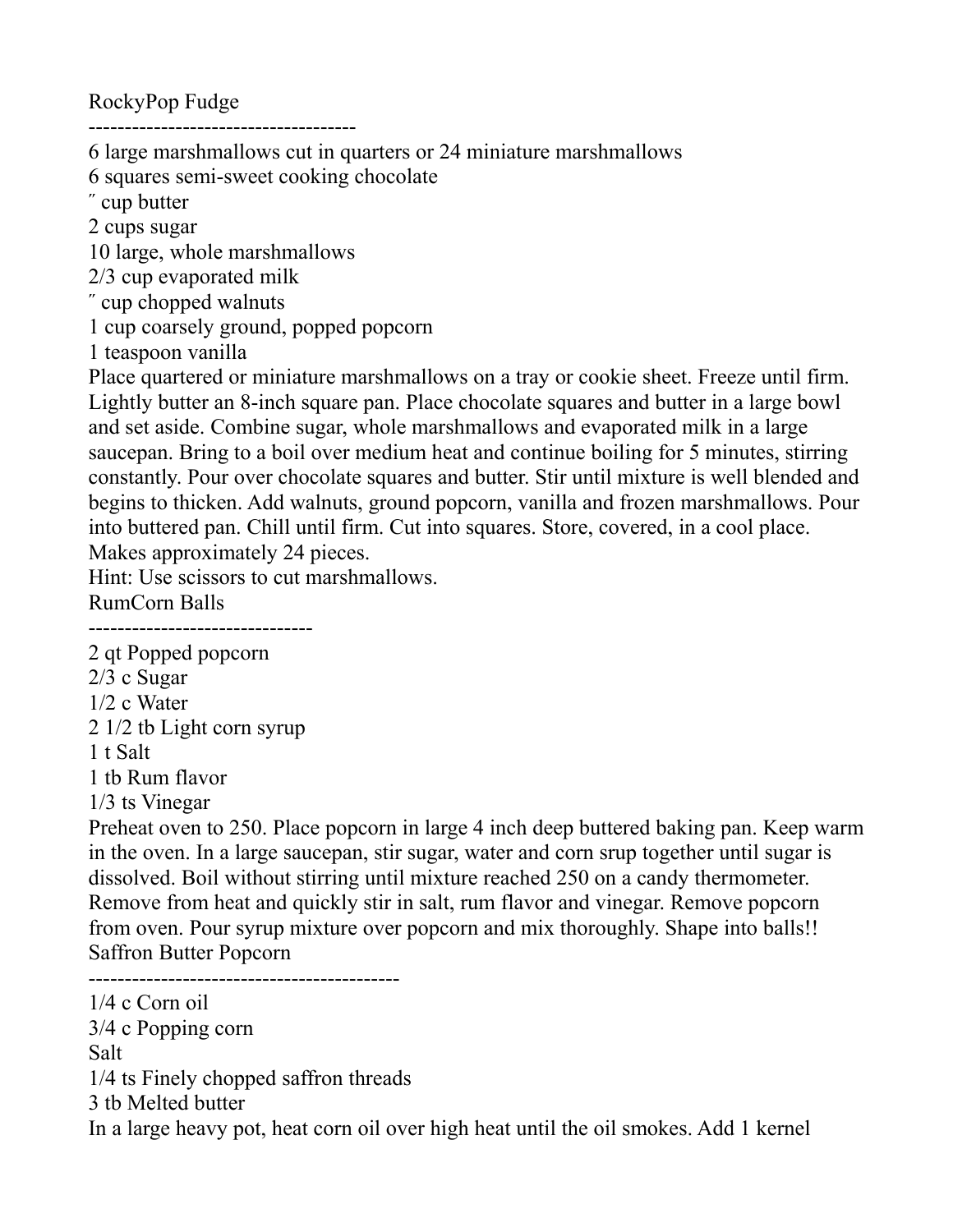# RockyPop Fudge

-------------------------------------

6 large marshmallows cut in quarters or 24 miniature marshmallows
6 squares semi-sweet cooking chocolate
″ cup butter
2 cups sugar
10 large, whole marshmallows
2/3 cup evaporated milk
″ cup chopped walnuts
1 cup coarsely ground, popped popcorn
1 teaspoon vanilla

Place quartered or miniature marshmallows on a tray or cookie sheet. Freeze until firm. Lightly butter an 8-inch square pan. Place chocolate squares and butter in a large bowl and set aside. Combine sugar, whole marshmallows and evaporated milk in a large saucepan. Bring to a boil over medium heat and continue boiling for 5 minutes, stirring constantly. Pour over chocolate squares and butter. Stir until mixture is well blended and begins to thicken. Add walnuts, ground popcorn, vanilla and frozen marshmallows. Pour into buttered pan. Chill until firm. Cut into squares. Store, covered, in a cool place. Makes approximately 24 pieces.

Hint: Use scissors to cut marshmallows.

# RumCorn Balls

-------------------------------

2 qt Popped popcorn
2/3 c Sugar
1/2 c Water
2 1/2 tb Light corn syrup
1 t Salt
1 tb Rum flavor
1/3 ts Vinegar

Preheat oven to 250. Place popcorn in large 4 inch deep buttered baking pan. Keep warm in the oven. In a large saucepan, stir sugar, water and corn srup together until sugar is dissolved. Boil without stirring until mixture reached 250 on a candy thermometer. Remove from heat and quickly stir in salt, rum flavor and vinegar. Remove popcorn from oven. Pour syrup mixture over popcorn and mix thoroughly. Shape into balls!!

# Saffron Butter Popcorn

-------------------------------------------

1/4 c Corn oil
3/4 c Popping corn
Salt
1/4 ts Finely chopped saffron threads
3 tb Melted butter

In a large heavy pot, heat corn oil over high heat until the oil smokes. Add 1 kernel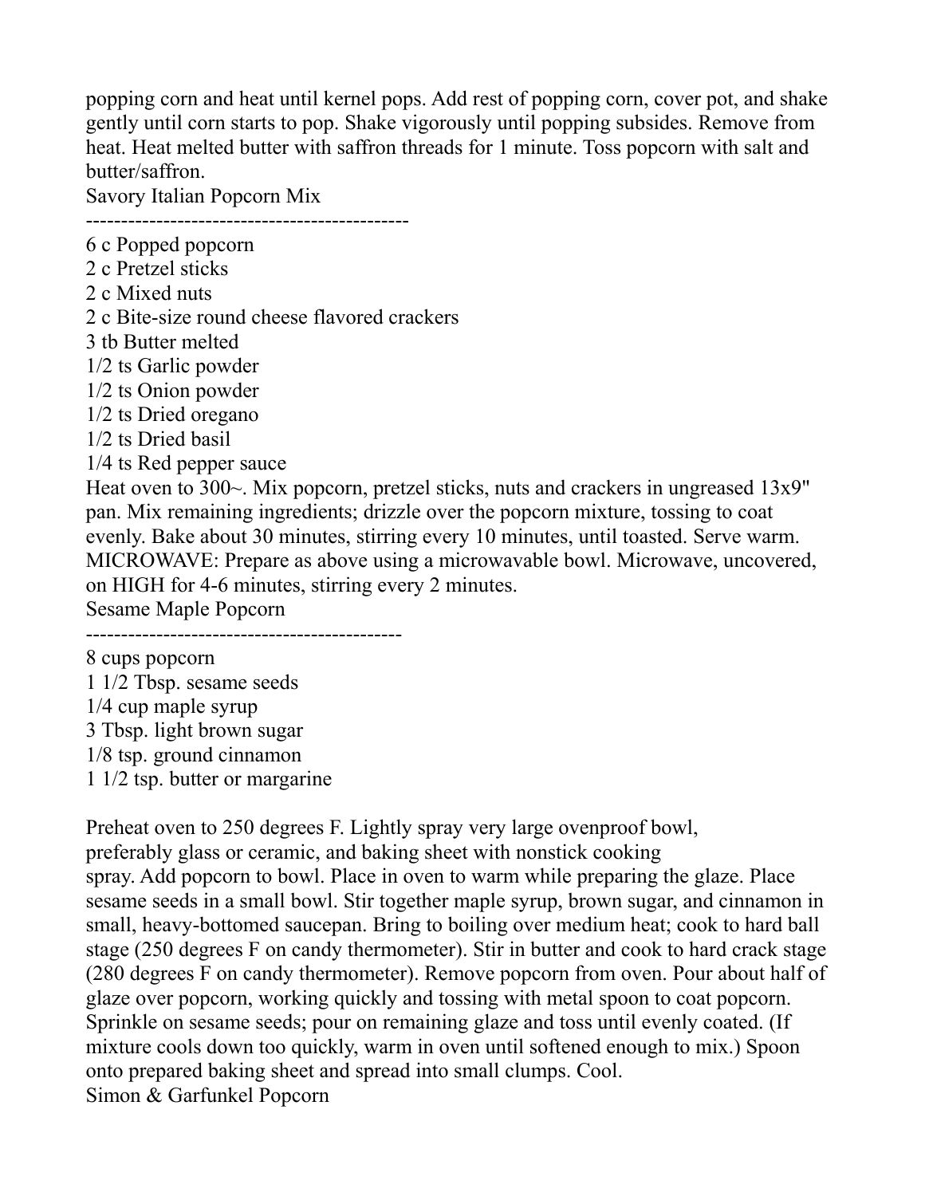popping corn and heat until kernel pops. Add rest of popping corn, cover pot, and shake gently until corn starts to pop. Shake vigorously until popping subsides. Remove from heat. Heat melted butter with saffron threads for 1 minute. Toss popcorn with salt and butter/saffron.

Savory Italian Popcorn Mix

---------------------------------------------

6 c Popped popcorn
2 c Pretzel sticks
2 c Mixed nuts
2 c Bite-size round cheese flavored crackers
3 tb Butter melted
1/2 ts Garlic powder
1/2 ts Onion powder
1/2 ts Dried oregano
1/2 ts Dried basil
1/4 ts Red pepper sauce

Heat oven to 300~. Mix popcorn, pretzel sticks, nuts and crackers in ungreased 13x9" pan. Mix remaining ingredients; drizzle over the popcorn mixture, tossing to coat evenly. Bake about 30 minutes, stirring every 10 minutes, until toasted. Serve warm. MICROWAVE: Prepare as above using a microwavable bowl. Microwave, uncovered, on HIGH for 4-6 minutes, stirring every 2 minutes.

Sesame Maple Popcorn

---------------------------------------------

8 cups popcorn
1 1/2 Tbsp. sesame seeds
1/4 cup maple syrup
3 Tbsp. light brown sugar
1/8 tsp. ground cinnamon
1 1/2 tsp. butter or margarine

Preheat oven to 250 degrees F. Lightly spray very large ovenproof bowl, preferably glass or ceramic, and baking sheet with nonstick cooking spray. Add popcorn to bowl. Place in oven to warm while preparing the glaze. Place sesame seeds in a small bowl. Stir together maple syrup, brown sugar, and cinnamon in small, heavy-bottomed saucepan. Bring to boiling over medium heat; cook to hard ball stage (250 degrees F on candy thermometer). Stir in butter and cook to hard crack stage (280 degrees F on candy thermometer). Remove popcorn from oven. Pour about half of glaze over popcorn, working quickly and tossing with metal spoon to coat popcorn. Sprinkle on sesame seeds; pour on remaining glaze and toss until evenly coated. (If mixture cools down too quickly, warm in oven until softened enough to mix.) Spoon onto prepared baking sheet and spread into small clumps. Cool.

Simon & Garfunkel Popcorn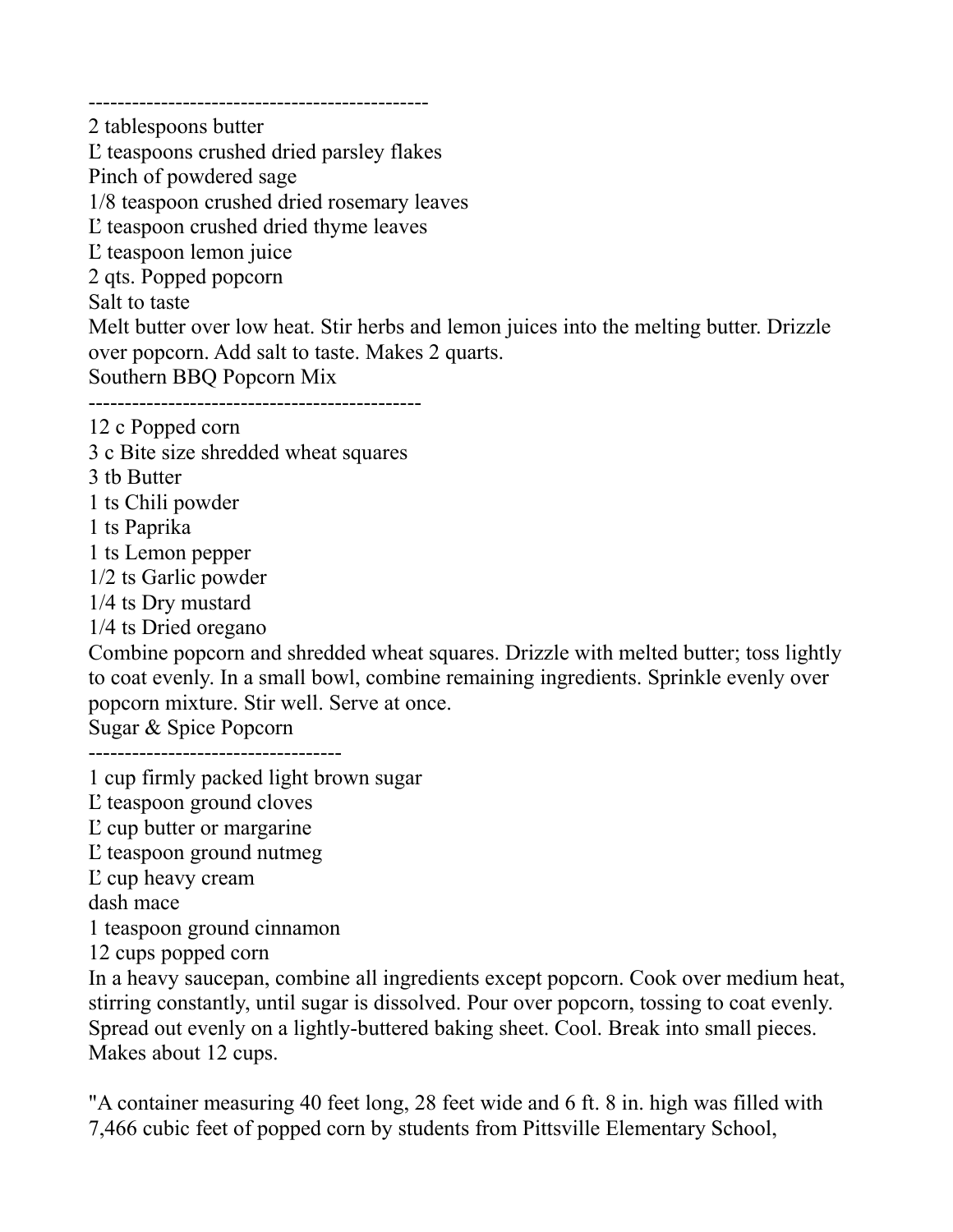----------------------------------------------

2 tablespoons butter
Ľ teaspoons crushed dried parsley flakes
Pinch of powdered sage
1/8 teaspoon crushed dried rosemary leaves
Ľ teaspoon crushed dried thyme leaves
Ľ teaspoon lemon juice
2 qts. Popped popcorn
Salt to taste
Melt butter over low heat. Stir herbs and lemon juices into the melting butter. Drizzle over popcorn. Add salt to taste. Makes 2 quarts.

Southern BBQ Popcorn Mix

----------------------------------------------

12 c Popped corn
3 c Bite size shredded wheat squares
3 tb Butter
1 ts Chili powder
1 ts Paprika
1 ts Lemon pepper
1/2 ts Garlic powder
1/4 ts Dry mustard
1/4 ts Dried oregano
Combine popcorn and shredded wheat squares. Drizzle with melted butter; toss lightly to coat evenly. In a small bowl, combine remaining ingredients. Sprinkle evenly over popcorn mixture. Stir well. Serve at once.

Sugar & Spice Popcorn

-----------------------------------

1 cup firmly packed light brown sugar
Ľ teaspoon ground cloves
Ľ cup butter or margarine
Ľ teaspoon ground nutmeg
Ľ cup heavy cream
dash mace
1 teaspoon ground cinnamon
12 cups popped corn
In a heavy saucepan, combine all ingredients except popcorn. Cook over medium heat, stirring constantly, until sugar is dissolved. Pour over popcorn, tossing to coat evenly. Spread out evenly on a lightly-buttered baking sheet. Cool. Break into small pieces. Makes about 12 cups.

"A container measuring 40 feet long, 28 feet wide and 6 ft. 8 in. high was filled with 7,466 cubic feet of popped corn by students from Pittsville Elementary School,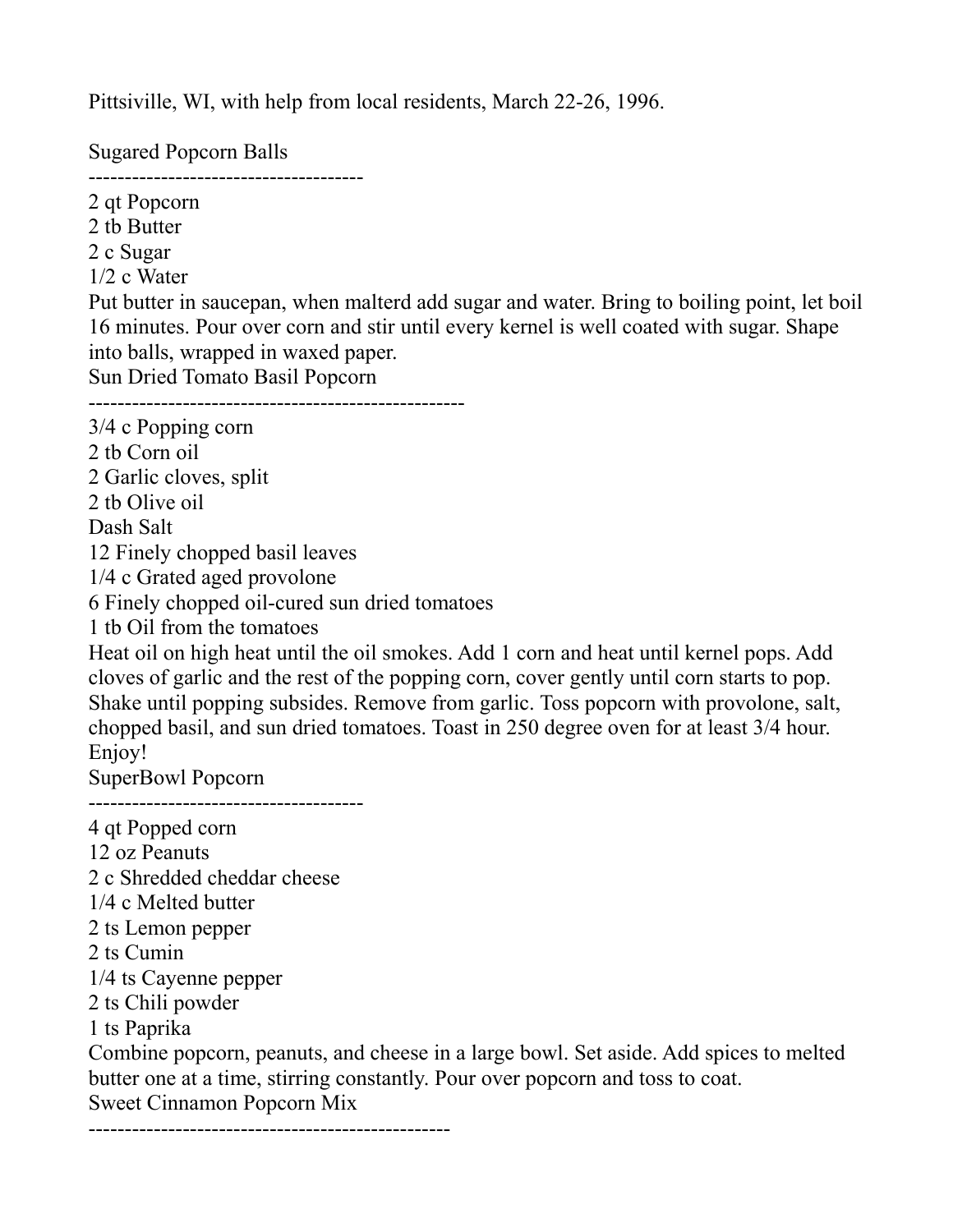Pittsville, WI, with help from local residents, March 22-26, 1996.

## Sugared Popcorn Balls

--------------------------------------

2 qt Popcorn
2 tb Butter
2 c Sugar
1/2 c Water

Put butter in saucepan, when malterd add sugar and water. Bring to boiling point, let boil 16 minutes. Pour over corn and stir until every kernel is well coated with sugar. Shape into balls, wrapped in waxed paper.

## Sun Dried Tomato Basil Popcorn

---------------------------------------------------

3/4 c Popping corn
2 tb Corn oil
2 Garlic cloves, split
2 tb Olive oil
Dash Salt
12 Finely chopped basil leaves
1/4 c Grated aged provolone
6 Finely chopped oil-cured sun dried tomatoes
1 tb Oil from the tomatoes

Heat oil on high heat until the oil smokes. Add 1 corn and heat until kernel pops. Add cloves of garlic and the rest of the popping corn, cover gently until corn starts to pop. Shake until popping subsides. Remove from garlic. Toss popcorn with provolone, salt, chopped basil, and sun dried tomatoes. Toast in 250 degree oven for at least 3/4 hour. Enjoy!

## SuperBowl Popcorn

--------------------------------------

4 qt Popped corn
12 oz Peanuts
2 c Shredded cheddar cheese
1/4 c Melted butter
2 ts Lemon pepper
2 ts Cumin
1/4 ts Cayenne pepper
2 ts Chili powder
1 ts Paprika

Combine popcorn, peanuts, and cheese in a large bowl. Set aside. Add spices to melted butter one at a time, stirring constantly. Pour over popcorn and toss to coat.

## Sweet Cinnamon Popcorn Mix

-------------------------------------------------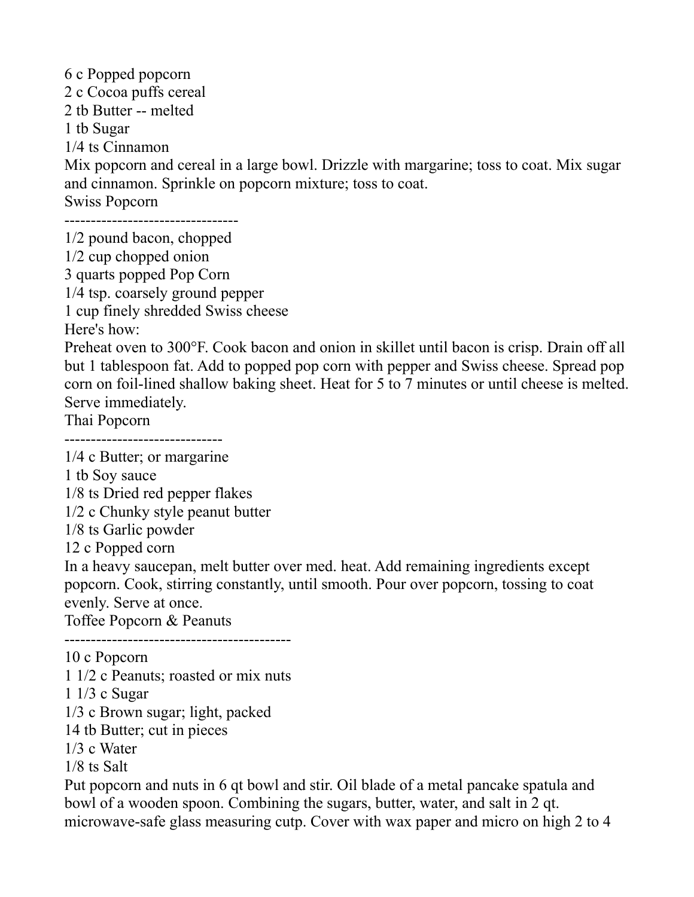6 c Popped popcorn
2 c Cocoa puffs cereal
2 tb Butter -- melted
1 tb Sugar
1/4 ts Cinnamon
Mix popcorn and cereal in a large bowl. Drizzle with margarine; toss to coat. Mix sugar and cinnamon. Sprinkle on popcorn mixture; toss to coat.

## Swiss Popcorn

---------------------------------

1/2 pound bacon, chopped
1/2 cup chopped onion
3 quarts popped Pop Corn
1/4 tsp. coarsely ground pepper
1 cup finely shredded Swiss cheese
Here's how:
Preheat oven to 300°F. Cook bacon and onion in skillet until bacon is crisp. Drain off all but 1 tablespoon fat. Add to popped pop corn with pepper and Swiss cheese. Spread pop corn on foil-lined shallow baking sheet. Heat for 5 to 7 minutes or until cheese is melted. Serve immediately.

## Thai Popcorn

------------------------------

1/4 c Butter; or margarine
1 tb Soy sauce
1/8 ts Dried red pepper flakes
1/2 c Chunky style peanut butter
1/8 ts Garlic powder
12 c Popped corn
In a heavy saucepan, melt butter over med. heat. Add remaining ingredients except popcorn. Cook, stirring constantly, until smooth. Pour over popcorn, tossing to coat evenly. Serve at once.

## Toffee Popcorn & Peanuts

-------------------------------------------

10 c Popcorn
1 1/2 c Peanuts; roasted or mix nuts
1 1/3 c Sugar
1/3 c Brown sugar; light, packed
14 tb Butter; cut in pieces
1/3 c Water
1/8 ts Salt
Put popcorn and nuts in 6 qt bowl and stir. Oil blade of a metal pancake spatula and bowl of a wooden spoon. Combining the sugars, butter, water, and salt in 2 qt. microwave-safe glass measuring cutp. Cover with wax paper and micro on high 2 to 4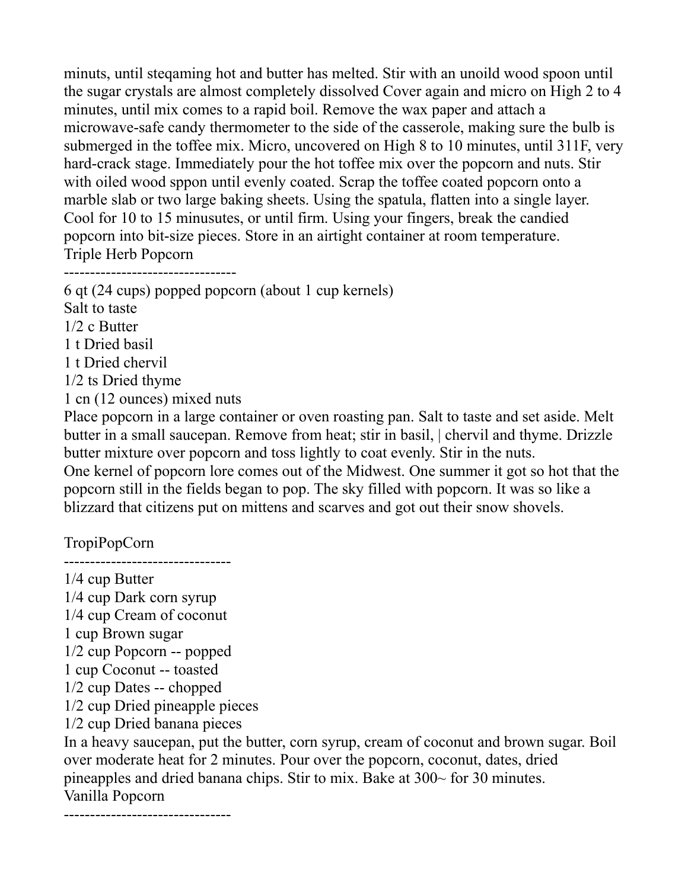minuts, until steqaming hot and butter has melted. Stir with an unoild wood spoon until the sugar crystals are almost completely dissolved Cover again and micro on High 2 to 4 minutes, until mix comes to a rapid boil. Remove the wax paper and attach a microwave-safe candy thermometer to the side of the casserole, making sure the bulb is submerged in the toffee mix. Micro, uncovered on High 8 to 10 minutes, until 311F, very hard-crack stage. Immediately pour the hot toffee mix over the popcorn and nuts. Stir with oiled wood sppon until evenly coated. Scrap the toffee coated popcorn onto a marble slab or two large baking sheets. Using the spatula, flatten into a single layer. Cool for 10 to 15 minusutes, or until firm. Using your fingers, break the candied popcorn into bit-size pieces. Store in an airtight container at room temperature.

## Triple Herb Popcorn

---------------------------------

6 qt (24 cups) popped popcorn (about 1 cup kernels)
Salt to taste
1/2 c Butter
1 t Dried basil
1 t Dried chervil
1/2 ts Dried thyme
1 cn (12 ounces) mixed nuts

Place popcorn in a large container or oven roasting pan. Salt to taste and set aside. Melt butter in a small saucepan. Remove from heat; stir in basil, | chervil and thyme. Drizzle butter mixture over popcorn and toss lightly to coat evenly. Stir in the nuts.

One kernel of popcorn lore comes out of the Midwest. One summer it got so hot that the popcorn still in the fields began to pop. The sky filled with popcorn. It was so like a blizzard that citizens put on mittens and scarves and got out their snow shovels.

## TropiPopCorn

--------------------------------

1/4 cup Butter
1/4 cup Dark corn syrup
1/4 cup Cream of coconut
1 cup Brown sugar
1/2 cup Popcorn -- popped
1 cup Coconut -- toasted
1/2 cup Dates -- chopped
1/2 cup Dried pineapple pieces
1/2 cup Dried banana pieces

In a heavy saucepan, put the butter, corn syrup, cream of coconut and brown sugar. Boil over moderate heat for 2 minutes. Pour over the popcorn, coconut, dates, dried pineapples and dried banana chips. Stir to mix. Bake at 300~ for 30 minutes.

## Vanilla Popcorn

--------------------------------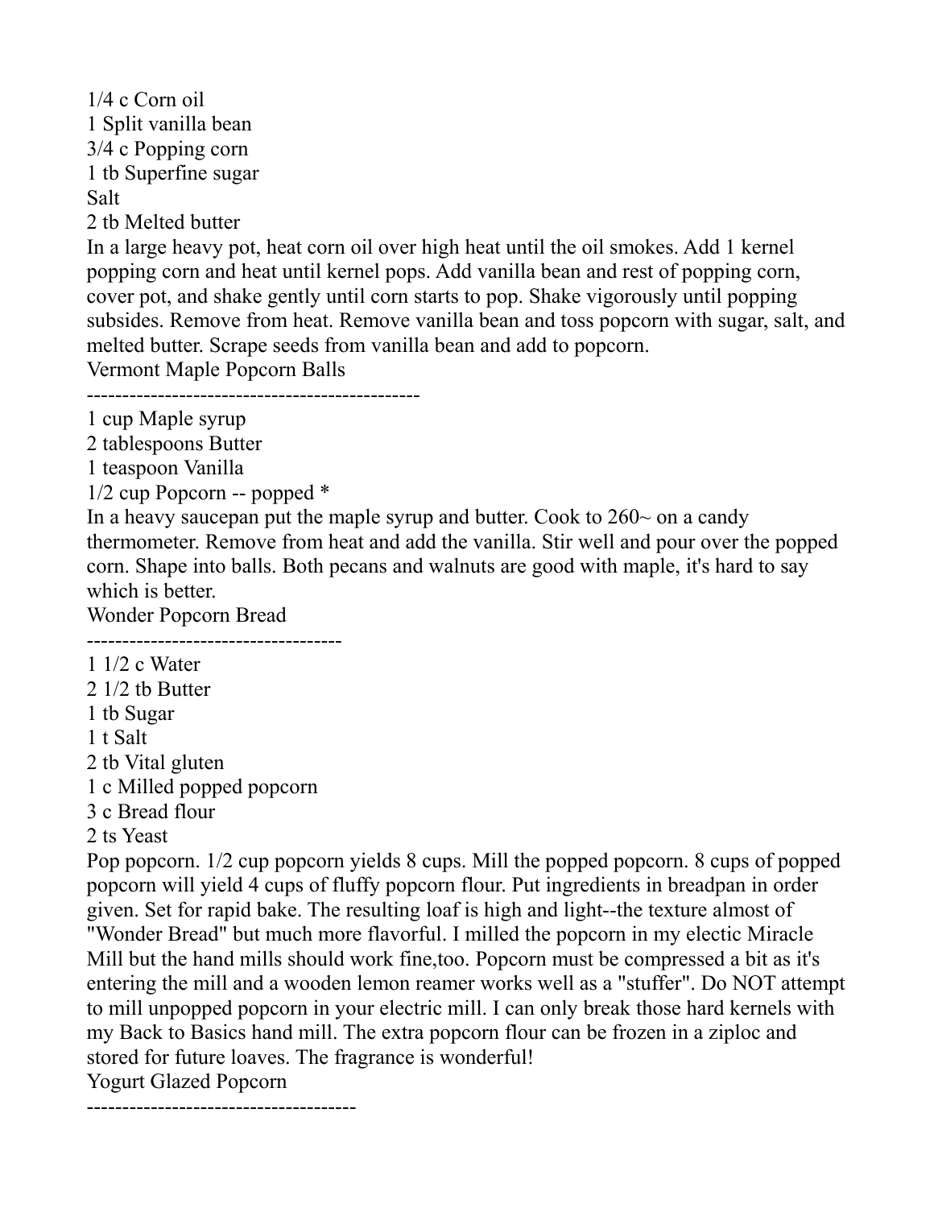1/4 c Corn oil
1 Split vanilla bean
3/4 c Popping corn
1 tb Superfine sugar
Salt
2 tb Melted butter
In a large heavy pot, heat corn oil over high heat until the oil smokes. Add 1 kernel popping corn and heat until kernel pops. Add vanilla bean and rest of popping corn, cover pot, and shake gently until corn starts to pop. Shake vigorously until popping subsides. Remove from heat. Remove vanilla bean and toss popcorn with sugar, salt, and melted butter. Scrape seeds from vanilla bean and add to popcorn.

## Vermont Maple Popcorn Balls

1 cup Maple syrup
2 tablespoons Butter
1 teaspoon Vanilla
1/2 cup Popcorn -- popped *
In a heavy saucepan put the maple syrup and butter. Cook to 260~ on a candy thermometer. Remove from heat and add the vanilla. Stir well and pour over the popped corn. Shape into balls. Both pecans and walnuts are good with maple, it's hard to say which is better.

## Wonder Popcorn Bread

1 1/2 c Water
2 1/2 tb Butter
1 tb Sugar
1 t Salt
2 tb Vital gluten
1 c Milled popped popcorn
3 c Bread flour
2 ts Yeast
Pop popcorn. 1/2 cup popcorn yields 8 cups. Mill the popped popcorn. 8 cups of popped popcorn will yield 4 cups of fluffy popcorn flour. Put ingredients in breadpan in order given. Set for rapid bake. The resulting loaf is high and light--the texture almost of "Wonder Bread" but much more flavorful. I milled the popcorn in my electic Miracle Mill but the hand mills should work fine,too. Popcorn must be compressed a bit as it's entering the mill and a wooden lemon reamer works well as a "stuffer". Do NOT attempt to mill unpopped popcorn in your electric mill. I can only break those hard kernels with my Back to Basics hand mill. The extra popcorn flour can be frozen in a ziploc and stored for future loaves. The fragrance is wonderful!

## Yogurt Glazed Popcorn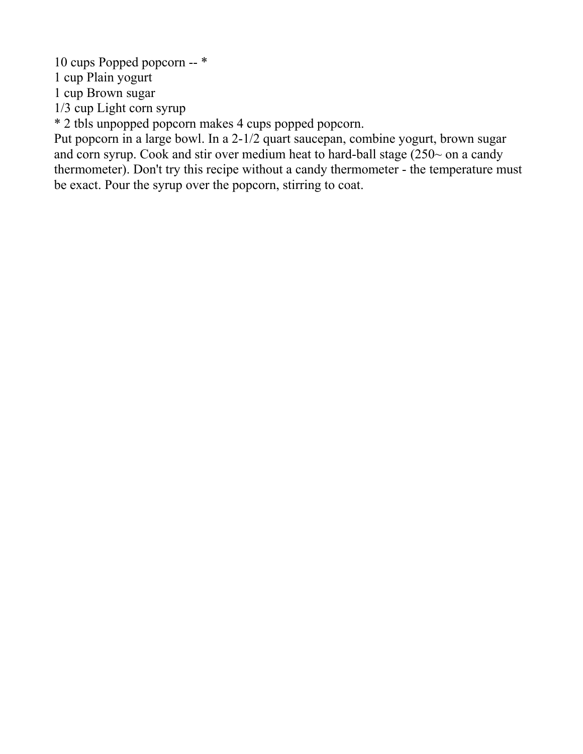10 cups Popped popcorn -- *
1 cup Plain yogurt
1 cup Brown sugar
1/3 cup Light corn syrup
* 2 tbls unpopped popcorn makes 4 cups popped popcorn.
Put popcorn in a large bowl. In a 2-1/2 quart saucepan, combine yogurt, brown sugar and corn syrup. Cook and stir over medium heat to hard-ball stage (250~ on a candy thermometer). Don't try this recipe without a candy thermometer - the temperature must be exact. Pour the syrup over the popcorn, stirring to coat.